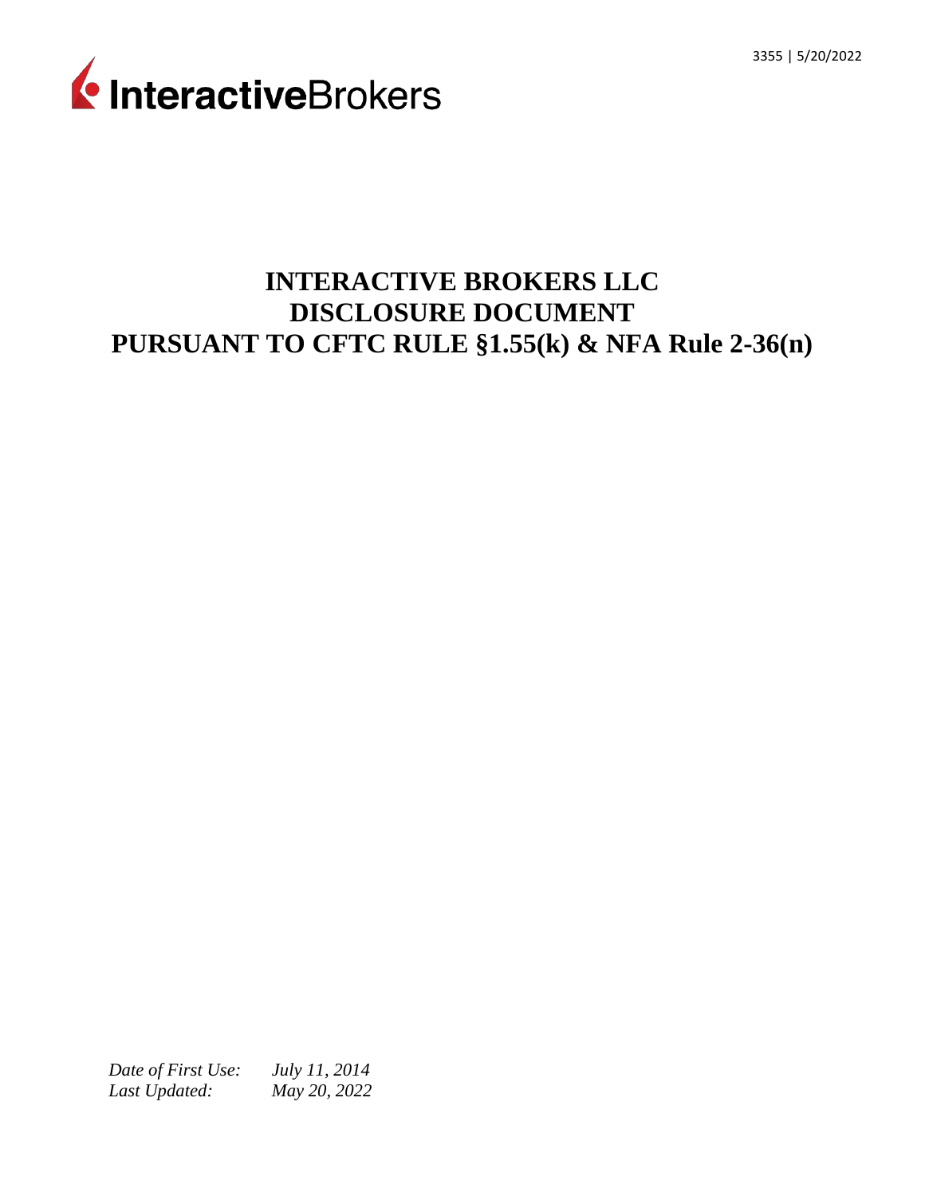InteractiveBrokers

# INTERACTIVE BROKERS LLC
# DISCLOSURE DOCUMENT
# PURSUANT TO CFTC RULE §1.55(k) & NFA Rule 2-36(n)

*Date of First Use:* *July 11, 2014*
*Last Updated:* *May 20, 2022*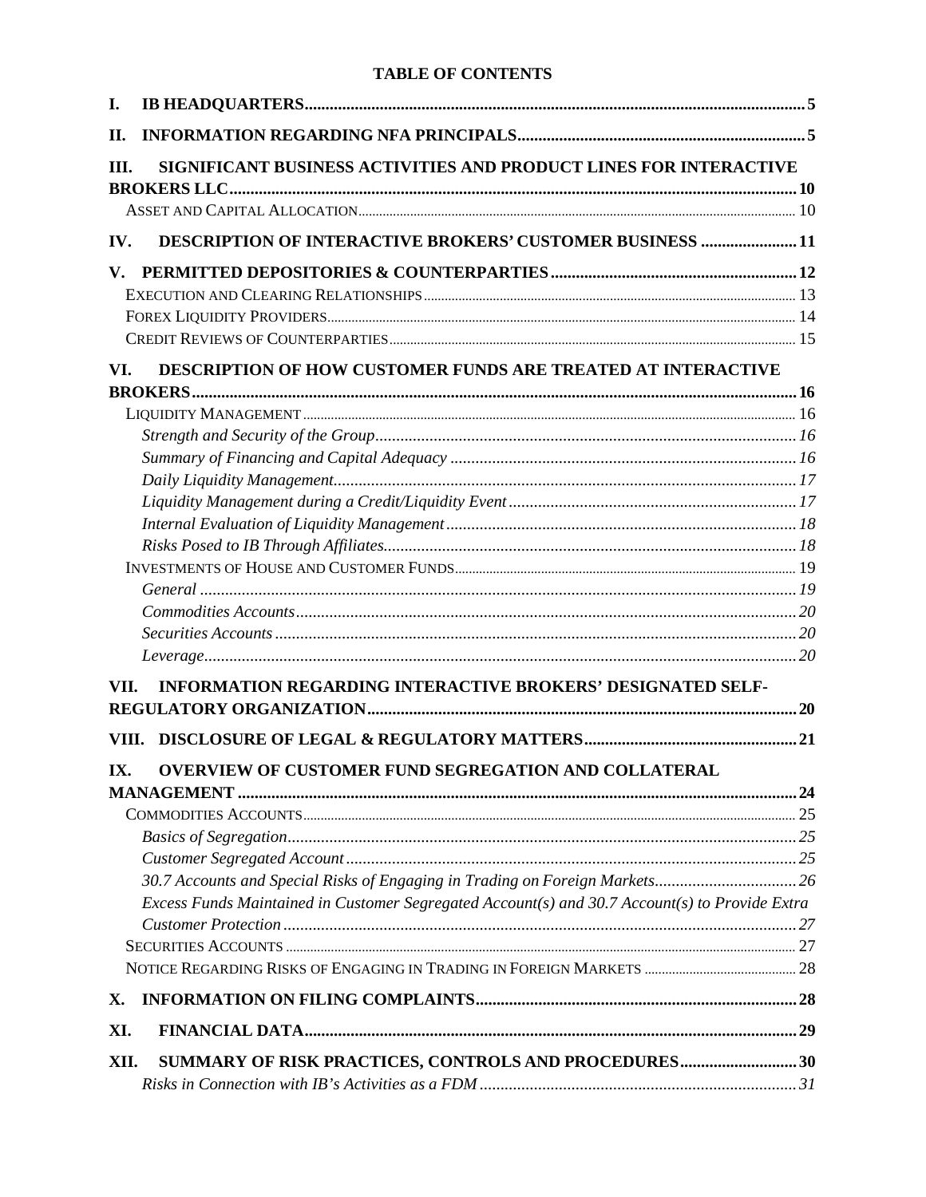**TABLE OF CONTENTS**

- **I. IB HEADQUARTERS** .......... 5
- **II. INFORMATION REGARDING NFA PRINCIPALS** .......... 5
- **III. SIGNIFICANT BUSINESS ACTIVITIES AND PRODUCT LINES FOR INTERACTIVE BROKERS LLC** .......... 10
  - Asset and Capital Allocation .......... 10
- **IV. DESCRIPTION OF INTERACTIVE BROKERS' CUSTOMER BUSINESS** .......... 11
- **V. PERMITTED DEPOSITORIES & COUNTERPARTIES** .......... 12
  - Execution and Clearing Relationships .......... 13
  - Forex Liquidity Providers .......... 14
  - Credit Reviews of Counterparties .......... 15
- **VI. DESCRIPTION OF HOW CUSTOMER FUNDS ARE TREATED AT INTERACTIVE BROKERS** .......... 16
  - Liquidity Management .......... 16
    - *Strength and Security of the Group* .......... 16
    - *Summary of Financing and Capital Adequacy* .......... 16
    - *Daily Liquidity Management* .......... 17
    - *Liquidity Management during a Credit/Liquidity Event* .......... 17
    - *Internal Evaluation of Liquidity Management* .......... 18
    - *Risks Posed to IB Through Affiliates* .......... 18
  - Investments of House and Customer Funds .......... 19
    - *General* .......... 19
    - *Commodities Accounts* .......... 20
    - *Securities Accounts* .......... 20
    - *Leverage* .......... 20
- **VII. INFORMATION REGARDING INTERACTIVE BROKERS' DESIGNATED SELF-REGULATORY ORGANIZATION** .......... 20
- **VIII. DISCLOSURE OF LEGAL & REGULATORY MATTERS** .......... 21
- **IX. OVERVIEW OF CUSTOMER FUND SEGREGATION AND COLLATERAL MANAGEMENT** .......... 24
  - Commodities Accounts .......... 25
    - *Basics of Segregation* .......... 25
    - *Customer Segregated Account* .......... 25
    - *30.7 Accounts and Special Risks of Engaging in Trading on Foreign Markets* .......... 26
    - *Excess Funds Maintained in Customer Segregated Account(s) and 30.7 Account(s) to Provide Extra Customer Protection* .......... 27
  - Securities Accounts .......... 27
  - Notice Regarding Risks of Engaging in Trading in Foreign Markets .......... 28
- **X. INFORMATION ON FILING COMPLAINTS** .......... 28
- **XI. FINANCIAL DATA** .......... 29
- **XII. SUMMARY OF RISK PRACTICES, CONTROLS AND PROCEDURES** .......... 30
  - *Risks in Connection with IB's Activities as a FDM* .......... 31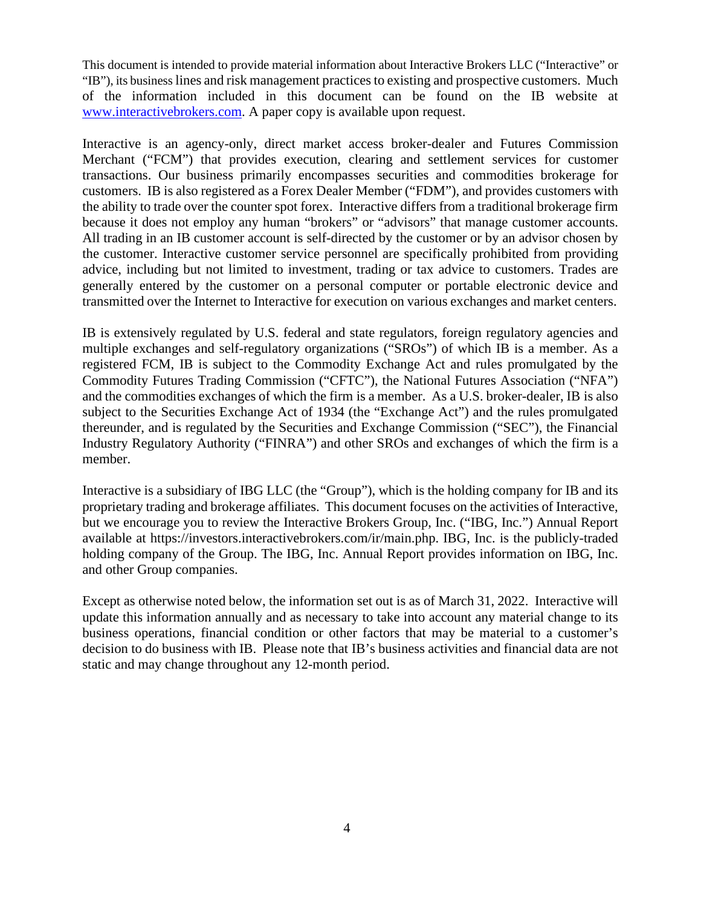This document is intended to provide material information about Interactive Brokers LLC ("Interactive" or "IB"), its business lines and risk management practices to existing and prospective customers. Much of the information included in this document can be found on the IB website at [www.interactivebrokers.com](http://www.interactivebrokers.com). A paper copy is available upon request.

Interactive is an agency-only, direct market access broker-dealer and Futures Commission Merchant ("FCM") that provides execution, clearing and settlement services for customer transactions. Our business primarily encompasses securities and commodities brokerage for customers. IB is also registered as a Forex Dealer Member ("FDM"), and provides customers with the ability to trade over the counter spot forex. Interactive differs from a traditional brokerage firm because it does not employ any human "brokers" or "advisors" that manage customer accounts. All trading in an IB customer account is self-directed by the customer or by an advisor chosen by the customer. Interactive customer service personnel are specifically prohibited from providing advice, including but not limited to investment, trading or tax advice to customers. Trades are generally entered by the customer on a personal computer or portable electronic device and transmitted over the Internet to Interactive for execution on various exchanges and market centers.

IB is extensively regulated by U.S. federal and state regulators, foreign regulatory agencies and multiple exchanges and self-regulatory organizations ("SROs") of which IB is a member. As a registered FCM, IB is subject to the Commodity Exchange Act and rules promulgated by the Commodity Futures Trading Commission ("CFTC"), the National Futures Association ("NFA") and the commodities exchanges of which the firm is a member. As a U.S. broker-dealer, IB is also subject to the Securities Exchange Act of 1934 (the "Exchange Act") and the rules promulgated thereunder, and is regulated by the Securities and Exchange Commission ("SEC"), the Financial Industry Regulatory Authority ("FINRA") and other SROs and exchanges of which the firm is a member.

Interactive is a subsidiary of IBG LLC (the "Group"), which is the holding company for IB and its proprietary trading and brokerage affiliates. This document focuses on the activities of Interactive, but we encourage you to review the Interactive Brokers Group, Inc. ("IBG, Inc.") Annual Report available at https://investors.interactivebrokers.com/ir/main.php. IBG, Inc. is the publicly-traded holding company of the Group. The IBG, Inc. Annual Report provides information on IBG, Inc. and other Group companies.

Except as otherwise noted below, the information set out is as of March 31, 2022. Interactive will update this information annually and as necessary to take into account any material change to its business operations, financial condition or other factors that may be material to a customer's decision to do business with IB. Please note that IB's business activities and financial data are not static and may change throughout any 12-month period.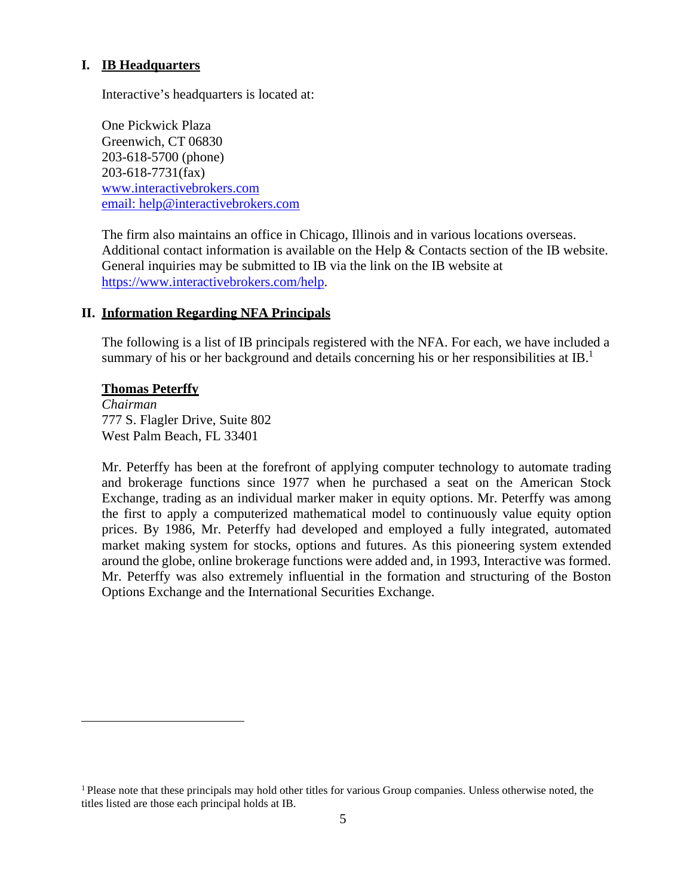## I. IB Headquarters

Interactive's headquarters is located at:

One Pickwick Plaza  
Greenwich, CT 06830  
203-618-5700 (phone)  
203-618-7731(fax)  
www.interactivebrokers.com  
email: help@interactivebrokers.com

The firm also maintains an office in Chicago, Illinois and in various locations overseas. Additional contact information is available on the Help & Contacts section of the IB website. General inquiries may be submitted to IB via the link on the IB website at https://www.interactivebrokers.com/help.

## II. Information Regarding NFA Principals

The following is a list of IB principals registered with the NFA. For each, we have included a summary of his or her background and details concerning his or her responsibilities at IB.[1]

**Thomas Peterffy**  
*Chairman*  
777 S. Flagler Drive, Suite 802  
West Palm Beach, FL 33401

Mr. Peterffy has been at the forefront of applying computer technology to automate trading and brokerage functions since 1977 when he purchased a seat on the American Stock Exchange, trading as an individual marker maker in equity options. Mr. Peterffy was among the first to apply a computerized mathematical model to continuously value equity option prices. By 1986, Mr. Peterffy had developed and employed a fully integrated, automated market making system for stocks, options and futures. As this pioneering system extended around the globe, online brokerage functions were added and, in 1993, Interactive was formed. Mr. Peterffy was also extremely influential in the formation and structuring of the Boston Options Exchange and the International Securities Exchange.

---

[1] Please note that these principals may hold other titles for various Group companies. Unless otherwise noted, the titles listed are those each principal holds at IB.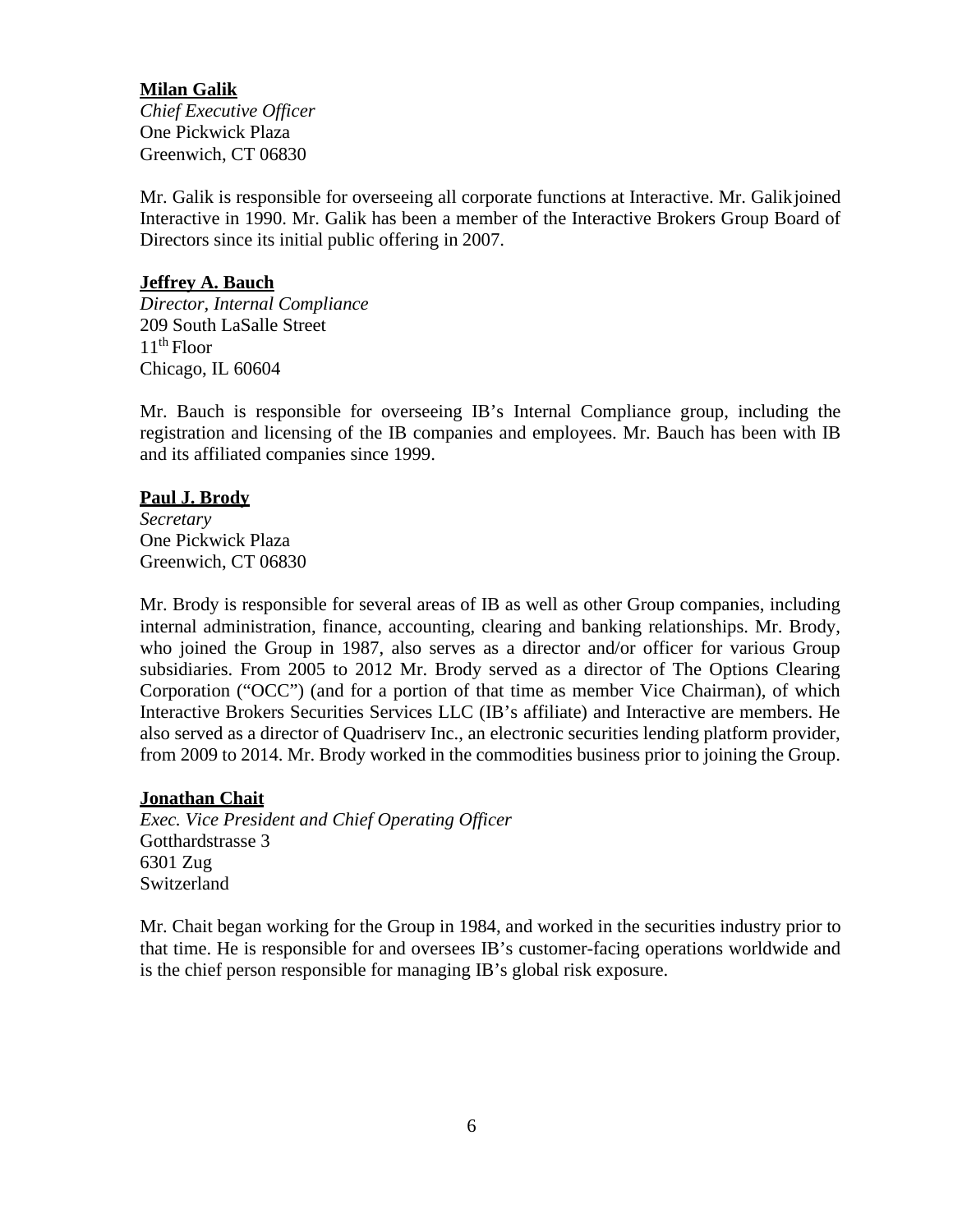**<u>Milan Galik</u>**
*Chief Executive Officer*
One Pickwick Plaza
Greenwich, CT 06830

Mr. Galik is responsible for overseeing all corporate functions at Interactive. Mr. Galikjoined Interactive in 1990. Mr. Galik has been a member of the Interactive Brokers Group Board of Directors since its initial public offering in 2007.

**<u>Jeffrey A. Bauch</u>**
*Director, Internal Compliance*
209 South LaSalle Street
11th Floor
Chicago, IL 60604

Mr. Bauch is responsible for overseeing IB's Internal Compliance group, including the registration and licensing of the IB companies and employees. Mr. Bauch has been with IB and its affiliated companies since 1999.

**<u>Paul J. Brody</u>**
*Secretary*
One Pickwick Plaza
Greenwich, CT 06830

Mr. Brody is responsible for several areas of IB as well as other Group companies, including internal administration, finance, accounting, clearing and banking relationships. Mr. Brody, who joined the Group in 1987, also serves as a director and/or officer for various Group subsidiaries. From 2005 to 2012 Mr. Brody served as a director of The Options Clearing Corporation ("OCC") (and for a portion of that time as member Vice Chairman), of which Interactive Brokers Securities Services LLC (IB's affiliate) and Interactive are members. He also served as a director of Quadriserv Inc., an electronic securities lending platform provider, from 2009 to 2014. Mr. Brody worked in the commodities business prior to joining the Group.

**<u>Jonathan Chait</u>**
*Exec. Vice President and Chief Operating Officer*
Gotthardstrasse 3
6301 Zug
Switzerland

Mr. Chait began working for the Group in 1984, and worked in the securities industry prior to that time. He is responsible for and oversees IB's customer-facing operations worldwide and is the chief person responsible for managing IB's global risk exposure.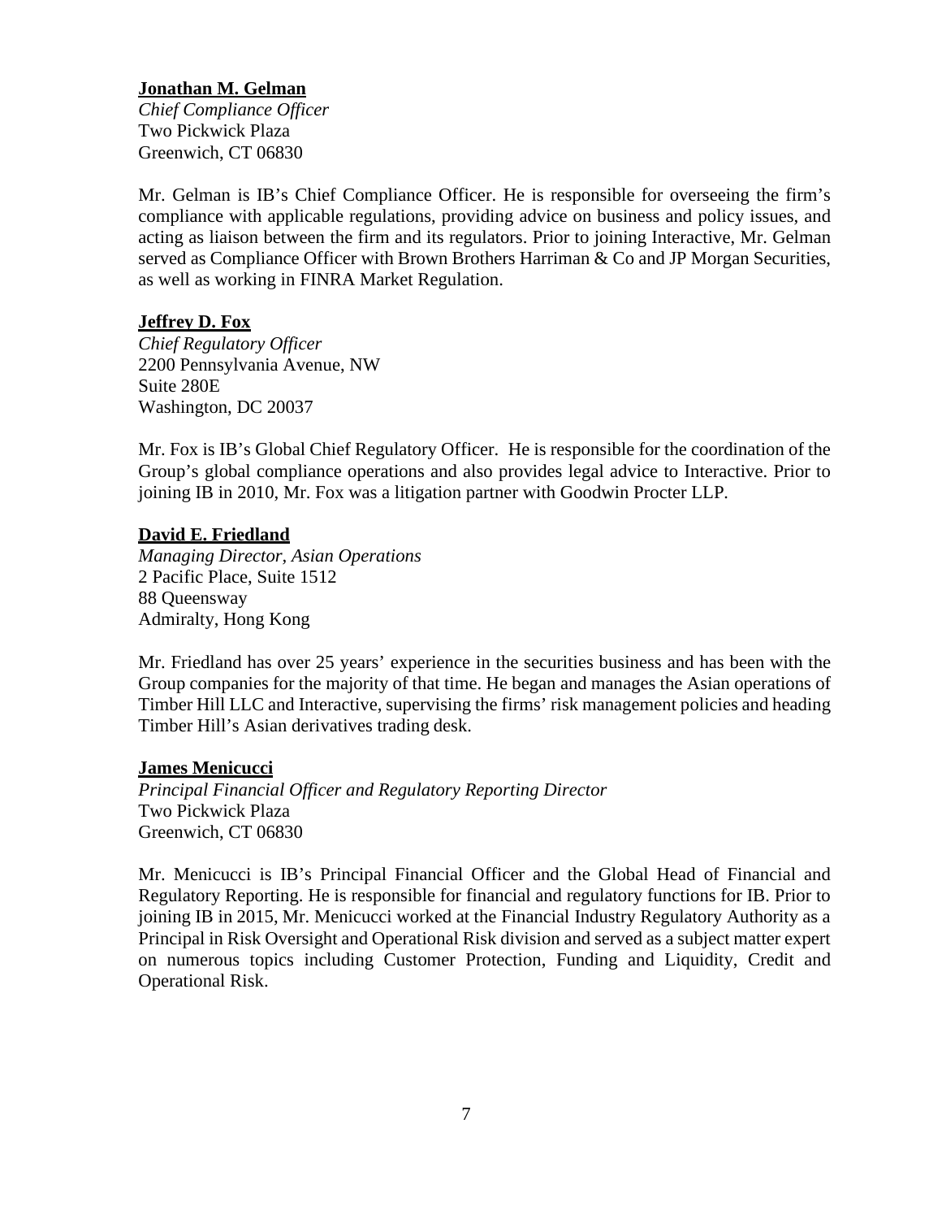**Jonathan M. Gelman**
*Chief Compliance Officer*
Two Pickwick Plaza
Greenwich, CT 06830

Mr. Gelman is IB's Chief Compliance Officer. He is responsible for overseeing the firm's compliance with applicable regulations, providing advice on business and policy issues, and acting as liaison between the firm and its regulators. Prior to joining Interactive, Mr. Gelman served as Compliance Officer with Brown Brothers Harriman & Co and JP Morgan Securities, as well as working in FINRA Market Regulation.

**Jeffrey D. Fox**
*Chief Regulatory Officer*
2200 Pennsylvania Avenue, NW
Suite 280E
Washington, DC 20037

Mr. Fox is IB's Global Chief Regulatory Officer. He is responsible for the coordination of the Group's global compliance operations and also provides legal advice to Interactive. Prior to joining IB in 2010, Mr. Fox was a litigation partner with Goodwin Procter LLP.

**David E. Friedland**
*Managing Director, Asian Operations*
2 Pacific Place, Suite 1512
88 Queensway
Admiralty, Hong Kong

Mr. Friedland has over 25 years' experience in the securities business and has been with the Group companies for the majority of that time. He began and manages the Asian operations of Timber Hill LLC and Interactive, supervising the firms' risk management policies and heading Timber Hill's Asian derivatives trading desk.

**James Menicucci**
*Principal Financial Officer and Regulatory Reporting Director*
Two Pickwick Plaza
Greenwich, CT 06830

Mr. Menicucci is IB's Principal Financial Officer and the Global Head of Financial and Regulatory Reporting. He is responsible for financial and regulatory functions for IB. Prior to joining IB in 2015, Mr. Menicucci worked at the Financial Industry Regulatory Authority as a Principal in Risk Oversight and Operational Risk division and served as a subject matter expert on numerous topics including Customer Protection, Funding and Liquidity, Credit and Operational Risk.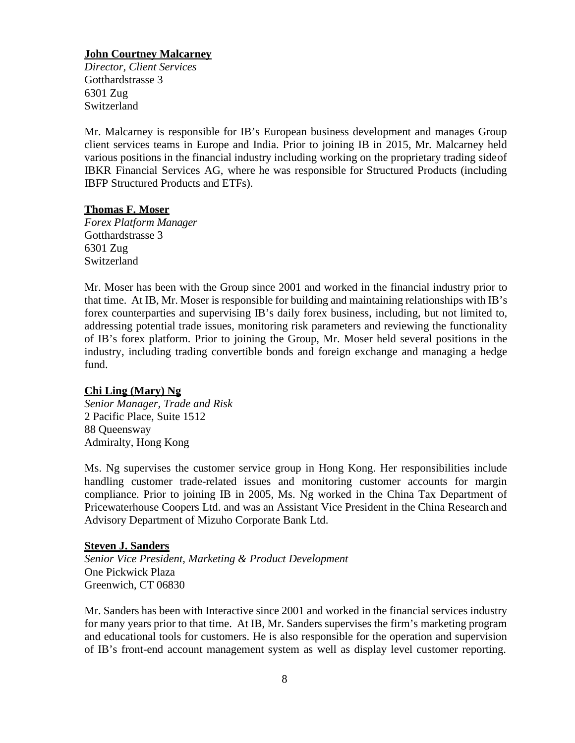**John Courtney Malcarney**
*Director, Client Services*
Gotthardstrasse 3
6301 Zug
Switzerland

Mr. Malcarney is responsible for IB's European business development and manages Group client services teams in Europe and India. Prior to joining IB in 2015, Mr. Malcarney held various positions in the financial industry including working on the proprietary trading side of IBKR Financial Services AG, where he was responsible for Structured Products (including IBFP Structured Products and ETFs).

**Thomas F. Moser**
*Forex Platform Manager*
Gotthardstrasse 3
6301 Zug
Switzerland

Mr. Moser has been with the Group since 2001 and worked in the financial industry prior to that time. At IB, Mr. Moser is responsible for building and maintaining relationships with IB's forex counterparties and supervising IB's daily forex business, including, but not limited to, addressing potential trade issues, monitoring risk parameters and reviewing the functionality of IB's forex platform. Prior to joining the Group, Mr. Moser held several positions in the industry, including trading convertible bonds and foreign exchange and managing a hedge fund.

**Chi Ling (Mary) Ng**
*Senior Manager, Trade and Risk*
2 Pacific Place, Suite 1512
88 Queensway
Admiralty, Hong Kong

Ms. Ng supervises the customer service group in Hong Kong. Her responsibilities include handling customer trade-related issues and monitoring customer accounts for margin compliance. Prior to joining IB in 2005, Ms. Ng worked in the China Tax Department of Pricewaterhouse Coopers Ltd. and was an Assistant Vice President in the China Research and Advisory Department of Mizuho Corporate Bank Ltd.

**Steven J. Sanders**
*Senior Vice President, Marketing & Product Development*
One Pickwick Plaza
Greenwich, CT 06830

Mr. Sanders has been with Interactive since 2001 and worked in the financial services industry for many years prior to that time. At IB, Mr. Sanders supervises the firm's marketing program and educational tools for customers. He is also responsible for the operation and supervision of IB's front-end account management system as well as display level customer reporting.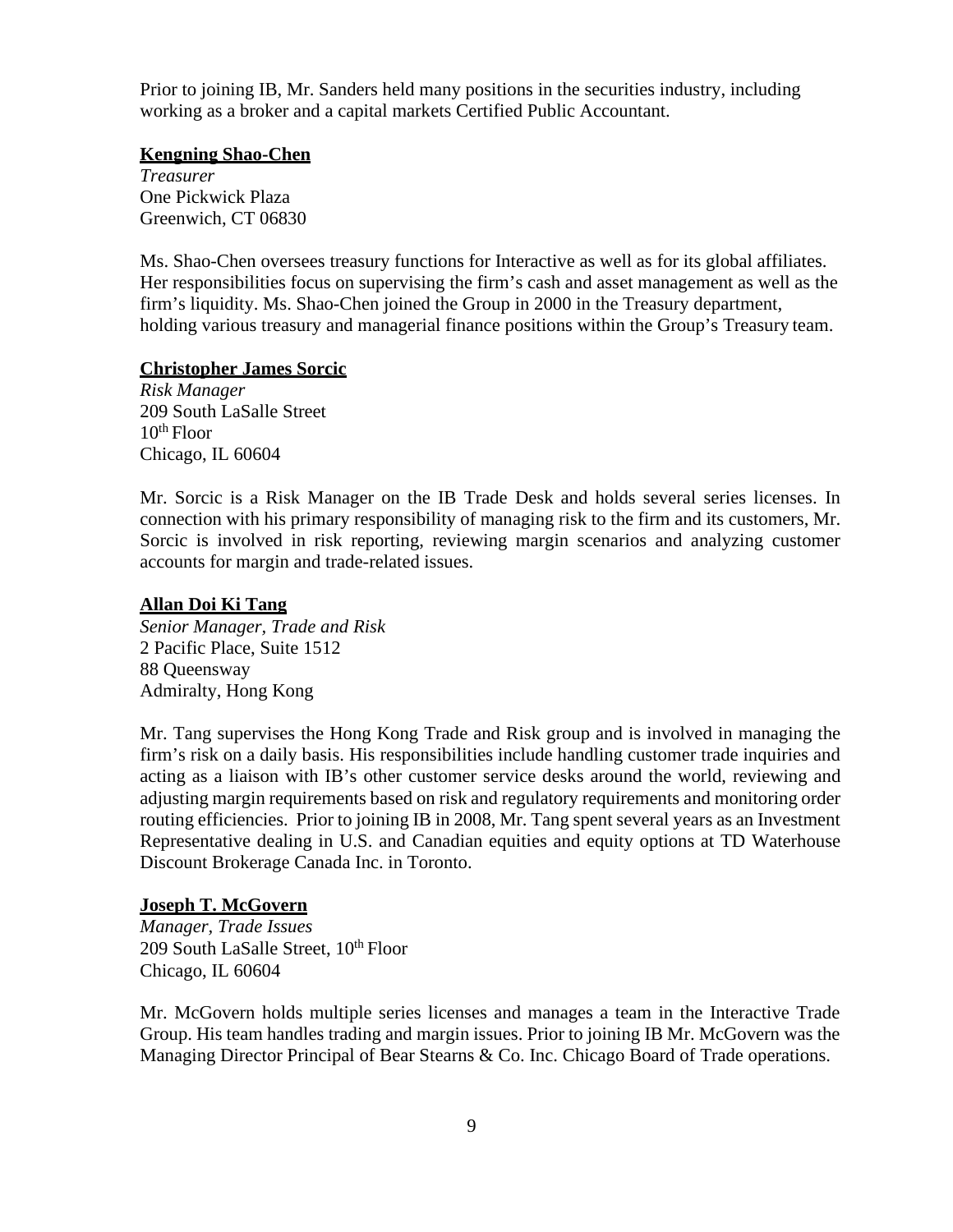Prior to joining IB, Mr. Sanders held many positions in the securities industry, including working as a broker and a capital markets Certified Public Accountant.

**Kengning Shao-Chen**

*Treasurer*
One Pickwick Plaza
Greenwich, CT 06830

Ms. Shao-Chen oversees treasury functions for Interactive as well as for its global affiliates. Her responsibilities focus on supervising the firm's cash and asset management as well as the firm's liquidity. Ms. Shao-Chen joined the Group in 2000 in the Treasury department, holding various treasury and managerial finance positions within the Group's Treasury team.

**Christopher James Sorcic**

*Risk Manager*
209 South LaSalle Street
10th Floor
Chicago, IL 60604

Mr. Sorcic is a Risk Manager on the IB Trade Desk and holds several series licenses. In connection with his primary responsibility of managing risk to the firm and its customers, Mr. Sorcic is involved in risk reporting, reviewing margin scenarios and analyzing customer accounts for margin and trade-related issues.

**Allan Doi Ki Tang**

*Senior Manager, Trade and Risk*
2 Pacific Place, Suite 1512
88 Queensway
Admiralty, Hong Kong

Mr. Tang supervises the Hong Kong Trade and Risk group and is involved in managing the firm's risk on a daily basis. His responsibilities include handling customer trade inquiries and acting as a liaison with IB's other customer service desks around the world, reviewing and adjusting margin requirements based on risk and regulatory requirements and monitoring order routing efficiencies. Prior to joining IB in 2008, Mr. Tang spent several years as an Investment Representative dealing in U.S. and Canadian equities and equity options at TD Waterhouse Discount Brokerage Canada Inc. in Toronto.

**Joseph T. McGovern**

*Manager, Trade Issues*
209 South LaSalle Street, 10th Floor
Chicago, IL 60604

Mr. McGovern holds multiple series licenses and manages a team in the Interactive Trade Group. His team handles trading and margin issues. Prior to joining IB Mr. McGovern was the Managing Director Principal of Bear Stearns & Co. Inc. Chicago Board of Trade operations.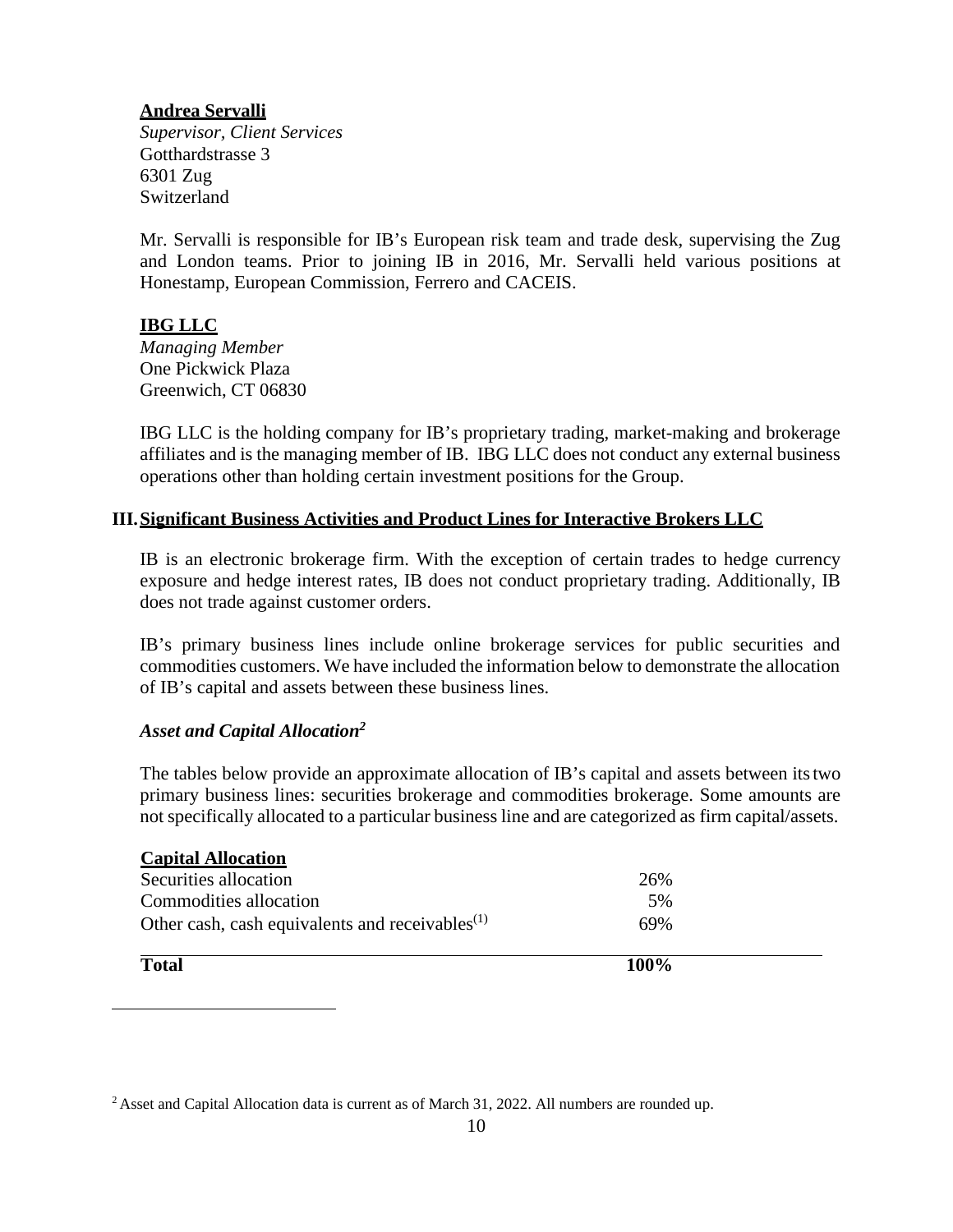**<u>Andrea Servalli</u>**
*Supervisor, Client Services*
Gotthardstrasse 3
6301 Zug
Switzerland

Mr. Servalli is responsible for IB's European risk team and trade desk, supervising the Zug and London teams. Prior to joining IB in 2016, Mr. Servalli held various positions at Honestamp, European Commission, Ferrero and CACEIS.

**<u>IBG LLC</u>**
*Managing Member*
One Pickwick Plaza
Greenwich, CT 06830

IBG LLC is the holding company for IB's proprietary trading, market-making and brokerage affiliates and is the managing member of IB. IBG LLC does not conduct any external business operations other than holding certain investment positions for the Group.

## III. Significant Business Activities and Product Lines for Interactive Brokers LLC

IB is an electronic brokerage firm. With the exception of certain trades to hedge currency exposure and hedge interest rates, IB does not conduct proprietary trading. Additionally, IB does not trade against customer orders.

IB's primary business lines include online brokerage services for public securities and commodities customers. We have included the information below to demonstrate the allocation of IB's capital and assets between these business lines.

***Asset and Capital Allocation***[2]

The tables below provide an approximate allocation of IB's capital and assets between its two primary business lines: securities brokerage and commodities brokerage. Some amounts are not specifically allocated to a particular business line and are categorized as firm capital/assets.

| **Capital Allocation** | |
|---|---|
| Securities allocation | 26% |
| Commodities allocation | 5% |
| Other cash, cash equivalents and receivables(1) | 69% |
| **Total** | **100%** |

[2] Asset and Capital Allocation data is current as of March 31, 2022. All numbers are rounded up.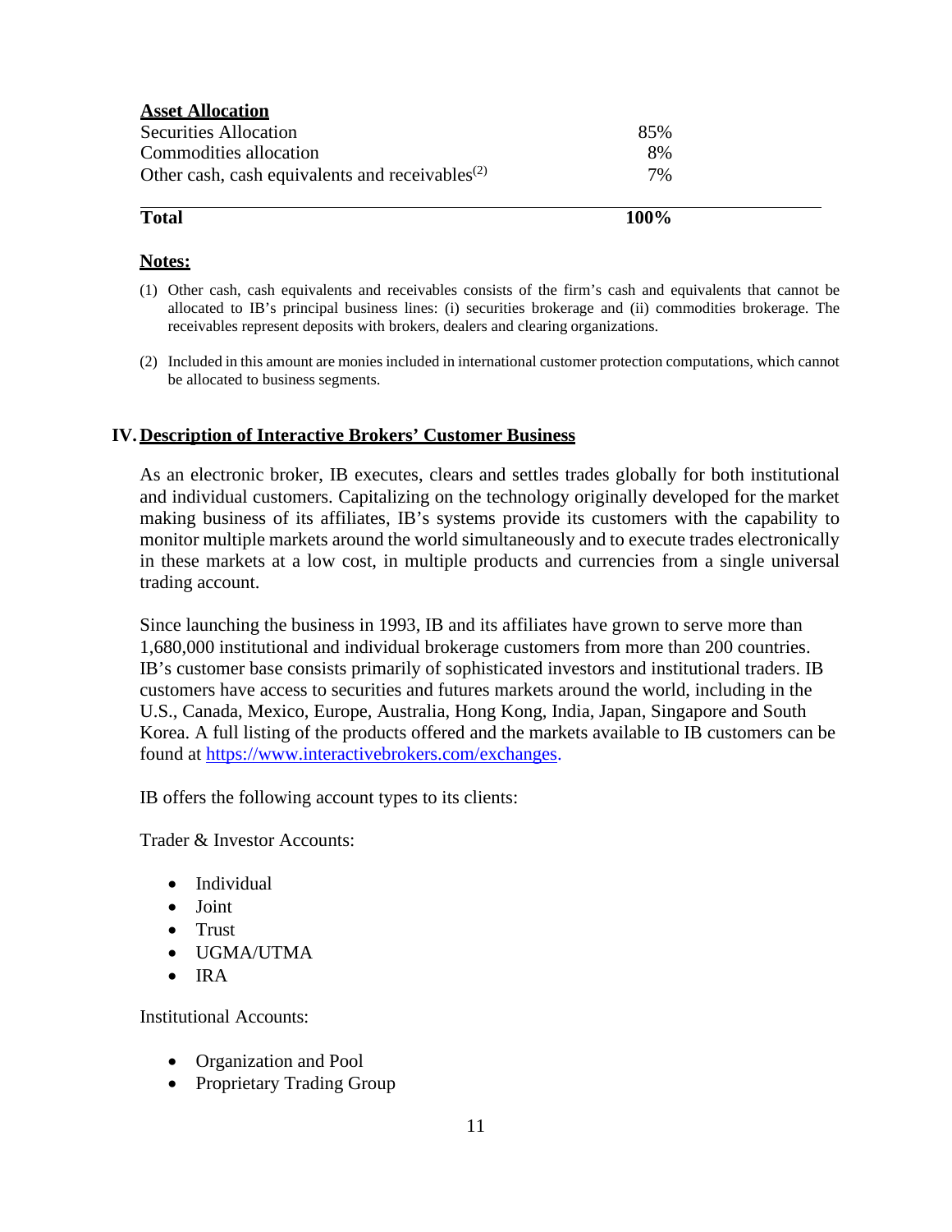| **Asset Allocation** | |
|---|---|
| Securities Allocation | 85% |
| Commodities allocation | 8% |
| Other cash, cash equivalents and receivables[2] | 7% |
| **Total** | **100%** |

**Notes:**

(1) Other cash, cash equivalents and receivables consists of the firm's cash and equivalents that cannot be allocated to IB's principal business lines: (i) securities brokerage and (ii) commodities brokerage. The receivables represent deposits with brokers, dealers and clearing organizations.

(2) Included in this amount are monies included in international customer protection computations, which cannot be allocated to business segments.

## IV. Description of Interactive Brokers' Customer Business

As an electronic broker, IB executes, clears and settles trades globally for both institutional and individual customers. Capitalizing on the technology originally developed for the market making business of its affiliates, IB's systems provide its customers with the capability to monitor multiple markets around the world simultaneously and to execute trades electronically in these markets at a low cost, in multiple products and currencies from a single universal trading account.

Since launching the business in 1993, IB and its affiliates have grown to serve more than 1,680,000 institutional and individual brokerage customers from more than 200 countries. IB's customer base consists primarily of sophisticated investors and institutional traders. IB customers have access to securities and futures markets around the world, including in the U.S., Canada, Mexico, Europe, Australia, Hong Kong, India, Japan, Singapore and South Korea. A full listing of the products offered and the markets available to IB customers can be found at https://www.interactivebrokers.com/exchanges.

IB offers the following account types to its clients:

Trader & Investor Accounts:

- Individual
- Joint
- Trust
- UGMA/UTMA
- IRA

Institutional Accounts:

- Organization and Pool
- Proprietary Trading Group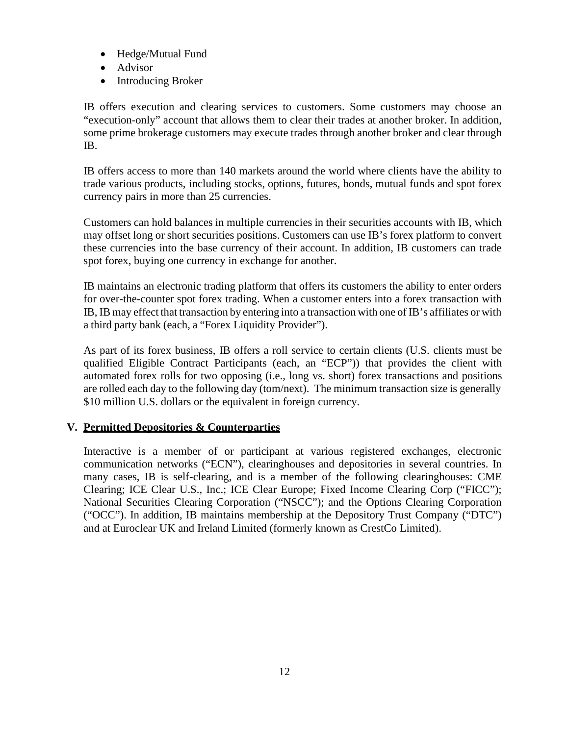- Hedge/Mutual Fund
- Advisor
- Introducing Broker

IB offers execution and clearing services to customers. Some customers may choose an "execution-only" account that allows them to clear their trades at another broker. In addition, some prime brokerage customers may execute trades through another broker and clear through IB.

IB offers access to more than 140 markets around the world where clients have the ability to trade various products, including stocks, options, futures, bonds, mutual funds and spot forex currency pairs in more than 25 currencies.

Customers can hold balances in multiple currencies in their securities accounts with IB, which may offset long or short securities positions. Customers can use IB's forex platform to convert these currencies into the base currency of their account. In addition, IB customers can trade spot forex, buying one currency in exchange for another.

IB maintains an electronic trading platform that offers its customers the ability to enter orders for over-the-counter spot forex trading. When a customer enters into a forex transaction with IB, IB may effect that transaction by entering into a transaction with one of IB's affiliates or with a third party bank (each, a "Forex Liquidity Provider").

As part of its forex business, IB offers a roll service to certain clients (U.S. clients must be qualified Eligible Contract Participants (each, an "ECP")) that provides the client with automated forex rolls for two opposing (i.e., long vs. short) forex transactions and positions are rolled each day to the following day (tom/next). The minimum transaction size is generally $10 million U.S. dollars or the equivalent in foreign currency.

## V. Permitted Depositories & Counterparties

Interactive is a member of or participant at various registered exchanges, electronic communication networks ("ECN"), clearinghouses and depositories in several countries. In many cases, IB is self-clearing, and is a member of the following clearinghouses: CME Clearing; ICE Clear U.S., Inc.; ICE Clear Europe; Fixed Income Clearing Corp ("FICC"); National Securities Clearing Corporation ("NSCC"); and the Options Clearing Corporation ("OCC"). In addition, IB maintains membership at the Depository Trust Company ("DTC") and at Euroclear UK and Ireland Limited (formerly known as CrestCo Limited).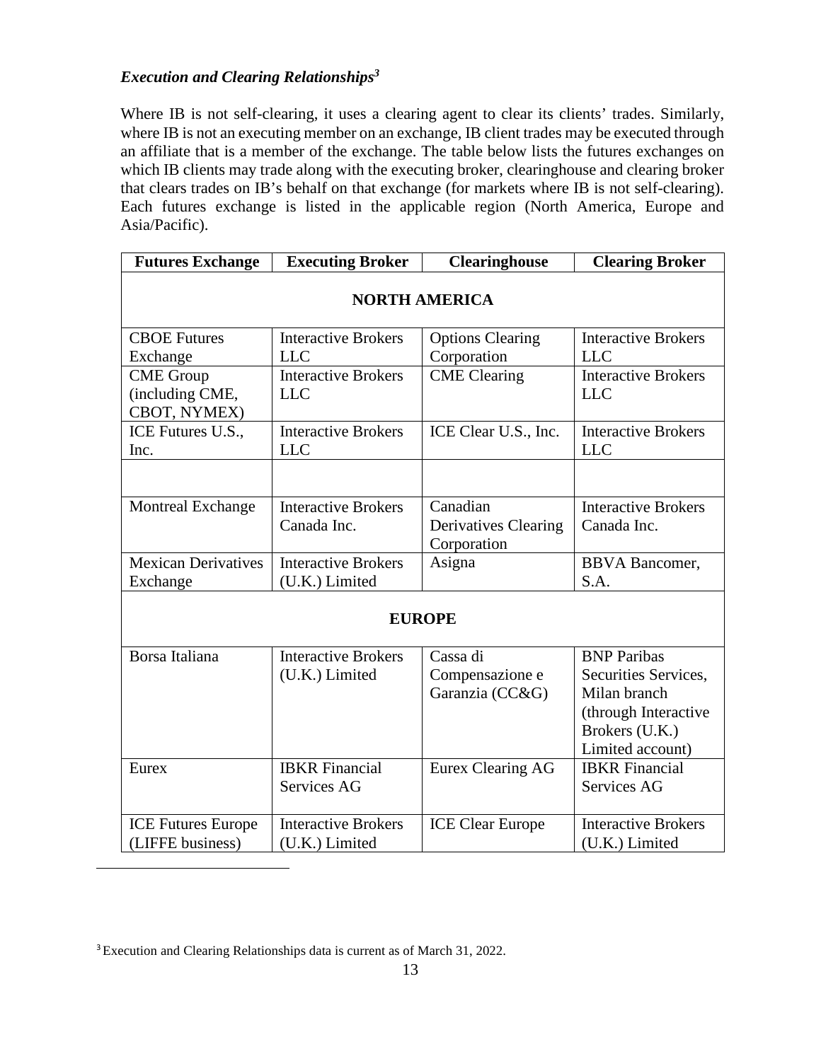### *Execution and Clearing Relationships*[3]

Where IB is not self-clearing, it uses a clearing agent to clear its clients' trades. Similarly, where IB is not an executing member on an exchange, IB client trades may be executed through an affiliate that is a member of the exchange. The table below lists the futures exchanges on which IB clients may trade along with the executing broker, clearinghouse and clearing broker that clears trades on IB's behalf on that exchange (for markets where IB is not self-clearing). Each futures exchange is listed in the applicable region (North America, Europe and Asia/Pacific).

| Futures Exchange | Executing Broker | Clearinghouse | Clearing Broker |
|---|---|---|---|
| **NORTH AMERICA** | | | |
| CBOE Futures Exchange | Interactive Brokers LLC | Options Clearing Corporation | Interactive Brokers LLC |
| CME Group (including CME, CBOT, NYMEX) | Interactive Brokers LLC | CME Clearing | Interactive Brokers LLC |
| ICE Futures U.S., Inc. | Interactive Brokers LLC | ICE Clear U.S., Inc. | Interactive Brokers LLC |
| | | | |
| Montreal Exchange | Interactive Brokers Canada Inc. | Canadian Derivatives Clearing Corporation | Interactive Brokers Canada Inc. |
| Mexican Derivatives Exchange | Interactive Brokers (U.K.) Limited | Asigna | BBVA Bancomer, S.A. |
| **EUROPE** | | | |
| Borsa Italiana | Interactive Brokers (U.K.) Limited | Cassa di Compensazione e Garanzia (CC&G) | BNP Paribas Securities Services, Milan branch (through Interactive Brokers (U.K.) Limited account) |
| Eurex | IBKR Financial Services AG | Eurex Clearing AG | IBKR Financial Services AG |
| ICE Futures Europe (LIFFE business) | Interactive Brokers (U.K.) Limited | ICE Clear Europe | Interactive Brokers (U.K.) Limited |

[3] Execution and Clearing Relationships data is current as of March 31, 2022.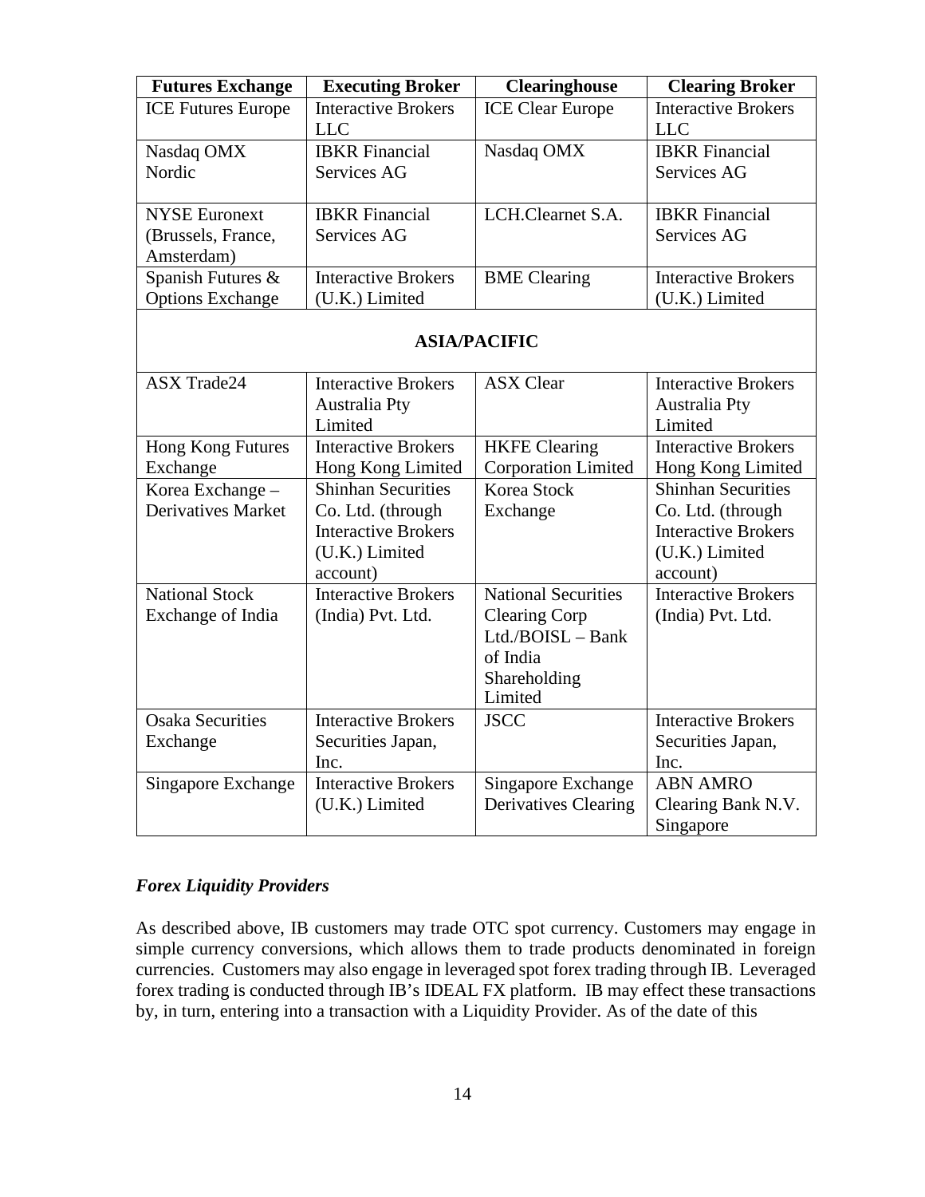| Futures Exchange | Executing Broker | Clearinghouse | Clearing Broker |
|---|---|---|---|
| ICE Futures Europe | Interactive Brokers LLC | ICE Clear Europe | Interactive Brokers LLC |
| Nasdaq OMX Nordic | IBKR Financial Services AG | Nasdaq OMX | IBKR Financial Services AG |
| NYSE Euronext (Brussels, France, Amsterdam) | IBKR Financial Services AG | LCH.Clearnet S.A. | IBKR Financial Services AG |
| Spanish Futures & Options Exchange | Interactive Brokers (U.K.) Limited | BME Clearing | Interactive Brokers (U.K.) Limited |
| **ASIA/PACIFIC** | | | |
| ASX Trade24 | Interactive Brokers Australia Pty Limited | ASX Clear | Interactive Brokers Australia Pty Limited |
| Hong Kong Futures Exchange | Interactive Brokers Hong Kong Limited | HKFE Clearing Corporation Limited | Interactive Brokers Hong Kong Limited |
| Korea Exchange – Derivatives Market | Shinhan Securities Co. Ltd. (through Interactive Brokers (U.K.) Limited account) | Korea Stock Exchange | Shinhan Securities Co. Ltd. (through Interactive Brokers (U.K.) Limited account) |
| National Stock Exchange of India | Interactive Brokers (India) Pvt. Ltd. | National Securities Clearing Corp Ltd./BOISL – Bank of India Shareholding Limited | Interactive Brokers (India) Pvt. Ltd. |
| Osaka Securities Exchange | Interactive Brokers Securities Japan, Inc. | JSCC | Interactive Brokers Securities Japan, Inc. |
| Singapore Exchange | Interactive Brokers (U.K.) Limited | Singapore Exchange Derivatives Clearing | ABN AMRO Clearing Bank N.V. Singapore |

***Forex Liquidity Providers***

As described above, IB customers may trade OTC spot currency. Customers may engage in simple currency conversions, which allows them to trade products denominated in foreign currencies. Customers may also engage in leveraged spot forex trading through IB. Leveraged forex trading is conducted through IB's IDEAL FX platform. IB may effect these transactions by, in turn, entering into a transaction with a Liquidity Provider. As of the date of this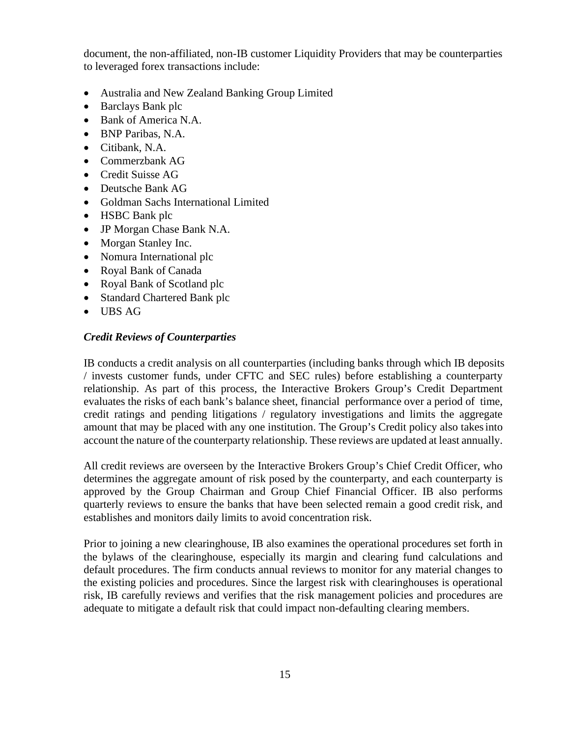document, the non-affiliated, non-IB customer Liquidity Providers that may be counterparties to leveraged forex transactions include:

- Australia and New Zealand Banking Group Limited
- Barclays Bank plc
- Bank of America N.A.
- BNP Paribas, N.A.
- Citibank, N.A.
- Commerzbank AG
- Credit Suisse AG
- Deutsche Bank AG
- Goldman Sachs International Limited
- HSBC Bank plc
- JP Morgan Chase Bank N.A.
- Morgan Stanley Inc.
- Nomura International plc
- Royal Bank of Canada
- Royal Bank of Scotland plc
- Standard Chartered Bank plc
- UBS AG

***Credit Reviews of Counterparties***

IB conducts a credit analysis on all counterparties (including banks through which IB deposits / invests customer funds, under CFTC and SEC rules) before establishing a counterparty relationship. As part of this process, the Interactive Brokers Group's Credit Department evaluates the risks of each bank's balance sheet, financial performance over a period of time, credit ratings and pending litigations / regulatory investigations and limits the aggregate amount that may be placed with any one institution. The Group's Credit policy also takes into account the nature of the counterparty relationship. These reviews are updated at least annually.

All credit reviews are overseen by the Interactive Brokers Group's Chief Credit Officer, who determines the aggregate amount of risk posed by the counterparty, and each counterparty is approved by the Group Chairman and Group Chief Financial Officer. IB also performs quarterly reviews to ensure the banks that have been selected remain a good credit risk, and establishes and monitors daily limits to avoid concentration risk.

Prior to joining a new clearinghouse, IB also examines the operational procedures set forth in the bylaws of the clearinghouse, especially its margin and clearing fund calculations and default procedures. The firm conducts annual reviews to monitor for any material changes to the existing policies and procedures. Since the largest risk with clearinghouses is operational risk, IB carefully reviews and verifies that the risk management policies and procedures are adequate to mitigate a default risk that could impact non-defaulting clearing members.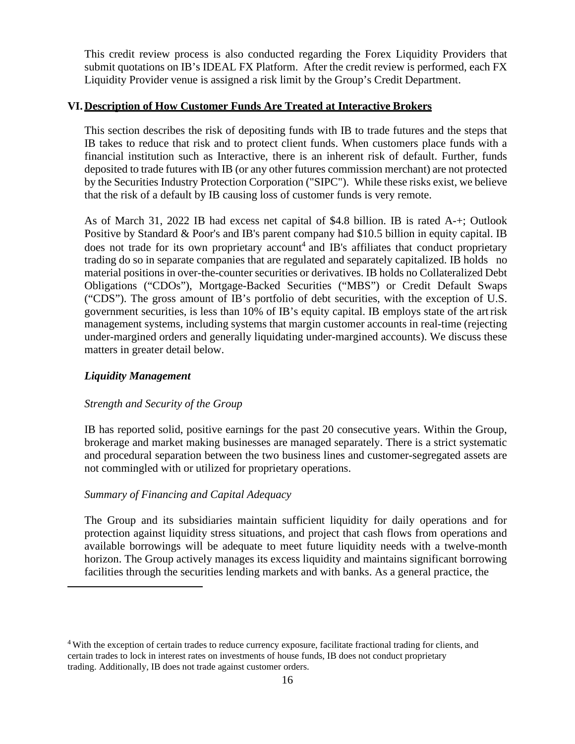This credit review process is also conducted regarding the Forex Liquidity Providers that submit quotations on IB's IDEAL FX Platform. After the credit review is performed, each FX Liquidity Provider venue is assigned a risk limit by the Group's Credit Department.

## VI. Description of How Customer Funds Are Treated at Interactive Brokers

This section describes the risk of depositing funds with IB to trade futures and the steps that IB takes to reduce that risk and to protect client funds. When customers place funds with a financial institution such as Interactive, there is an inherent risk of default. Further, funds deposited to trade futures with IB (or any other futures commission merchant) are not protected by the Securities Industry Protection Corporation ("SIPC"). While these risks exist, we believe that the risk of a default by IB causing loss of customer funds is very remote.

As of March 31, 2022 IB had excess net capital of $4.8 billion. IB is rated A-+; Outlook Positive by Standard & Poor's and IB's parent company had $10.5 billion in equity capital. IB does not trade for its own proprietary account[4] and IB's affiliates that conduct proprietary trading do so in separate companies that are regulated and separately capitalized. IB holds no material positions in over-the-counter securities or derivatives. IB holds no Collateralized Debt Obligations ("CDOs"), Mortgage-Backed Securities ("MBS") or Credit Default Swaps ("CDS"). The gross amount of IB's portfolio of debt securities, with the exception of U.S. government securities, is less than 10% of IB's equity capital. IB employs state of the art risk management systems, including systems that margin customer accounts in real-time (rejecting under-margined orders and generally liquidating under-margined accounts). We discuss these matters in greater detail below.

### *Liquidity Management*

*Strength and Security of the Group*

IB has reported solid, positive earnings for the past 20 consecutive years. Within the Group, brokerage and market making businesses are managed separately. There is a strict systematic and procedural separation between the two business lines and customer-segregated assets are not commingled with or utilized for proprietary operations.

*Summary of Financing and Capital Adequacy*

The Group and its subsidiaries maintain sufficient liquidity for daily operations and for protection against liquidity stress situations, and project that cash flows from operations and available borrowings will be adequate to meet future liquidity needs with a twelve-month horizon. The Group actively manages its excess liquidity and maintains significant borrowing facilities through the securities lending markets and with banks. As a general practice, the

---

[4] With the exception of certain trades to reduce currency exposure, facilitate fractional trading for clients, and certain trades to lock in interest rates on investments of house funds, IB does not conduct proprietary trading. Additionally, IB does not trade against customer orders.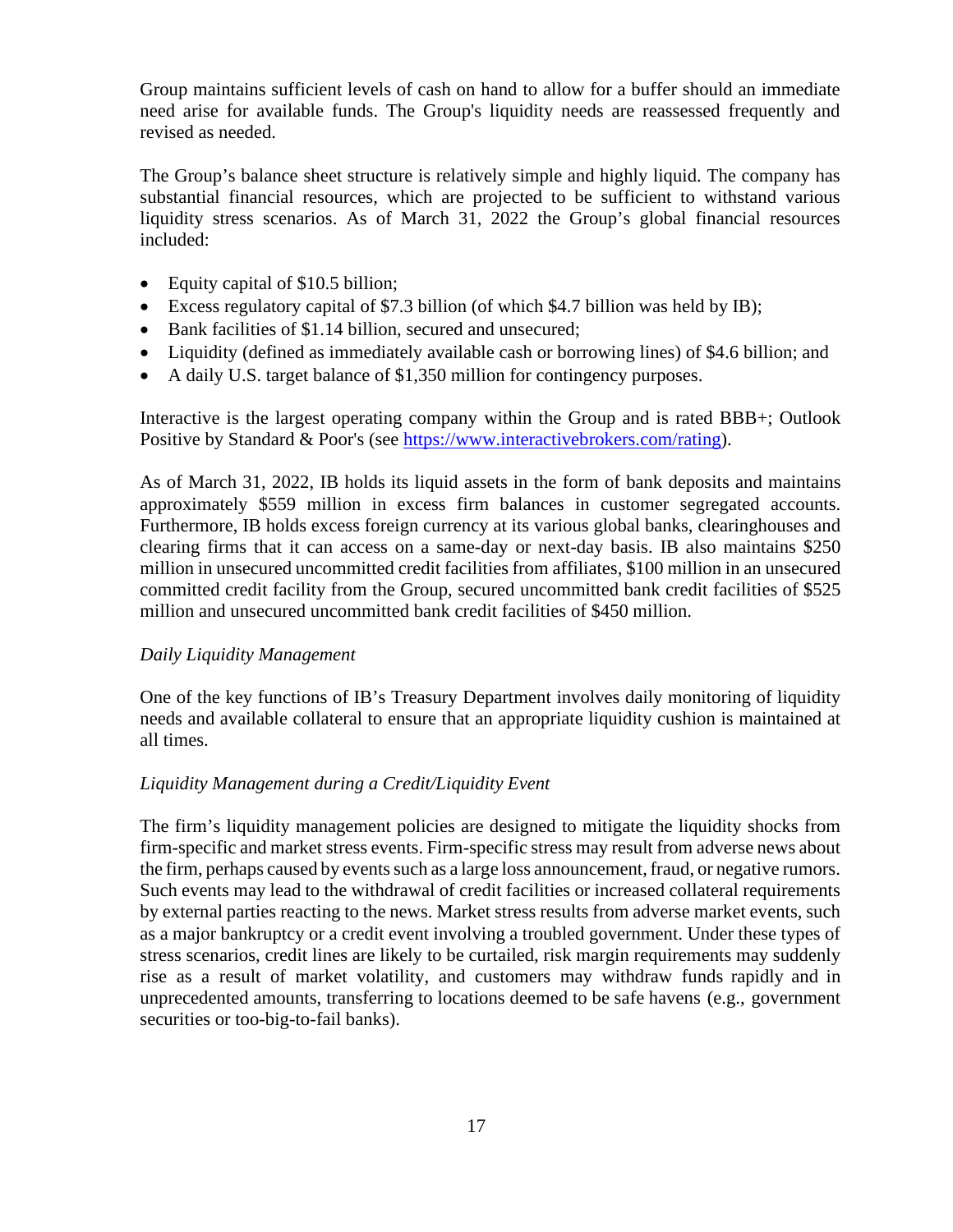Group maintains sufficient levels of cash on hand to allow for a buffer should an immediate need arise for available funds. The Group's liquidity needs are reassessed frequently and revised as needed.

The Group's balance sheet structure is relatively simple and highly liquid. The company has substantial financial resources, which are projected to be sufficient to withstand various liquidity stress scenarios. As of March 31, 2022 the Group's global financial resources included:

- Equity capital of $10.5 billion;
- Excess regulatory capital of $7.3 billion (of which $4.7 billion was held by IB);
- Bank facilities of $1.14 billion, secured and unsecured;
- Liquidity (defined as immediately available cash or borrowing lines) of $4.6 billion; and
- A daily U.S. target balance of $1,350 million for contingency purposes.

Interactive is the largest operating company within the Group and is rated BBB+; Outlook Positive by Standard & Poor's (see https://www.interactivebrokers.com/rating).

As of March 31, 2022, IB holds its liquid assets in the form of bank deposits and maintains approximately $559 million in excess firm balances in customer segregated accounts. Furthermore, IB holds excess foreign currency at its various global banks, clearinghouses and clearing firms that it can access on a same-day or next-day basis. IB also maintains $250 million in unsecured uncommitted credit facilities from affiliates, $100 million in an unsecured committed credit facility from the Group, secured uncommitted bank credit facilities of $525 million and unsecured uncommitted bank credit facilities of $450 million.

*Daily Liquidity Management*

One of the key functions of IB's Treasury Department involves daily monitoring of liquidity needs and available collateral to ensure that an appropriate liquidity cushion is maintained at all times.

*Liquidity Management during a Credit/Liquidity Event*

The firm's liquidity management policies are designed to mitigate the liquidity shocks from firm-specific and market stress events. Firm-specific stress may result from adverse news about the firm, perhaps caused by events such as a large loss announcement, fraud, or negative rumors. Such events may lead to the withdrawal of credit facilities or increased collateral requirements by external parties reacting to the news. Market stress results from adverse market events, such as a major bankruptcy or a credit event involving a troubled government. Under these types of stress scenarios, credit lines are likely to be curtailed, risk margin requirements may suddenly rise as a result of market volatility, and customers may withdraw funds rapidly and in unprecedented amounts, transferring to locations deemed to be safe havens (e.g., government securities or too-big-to-fail banks).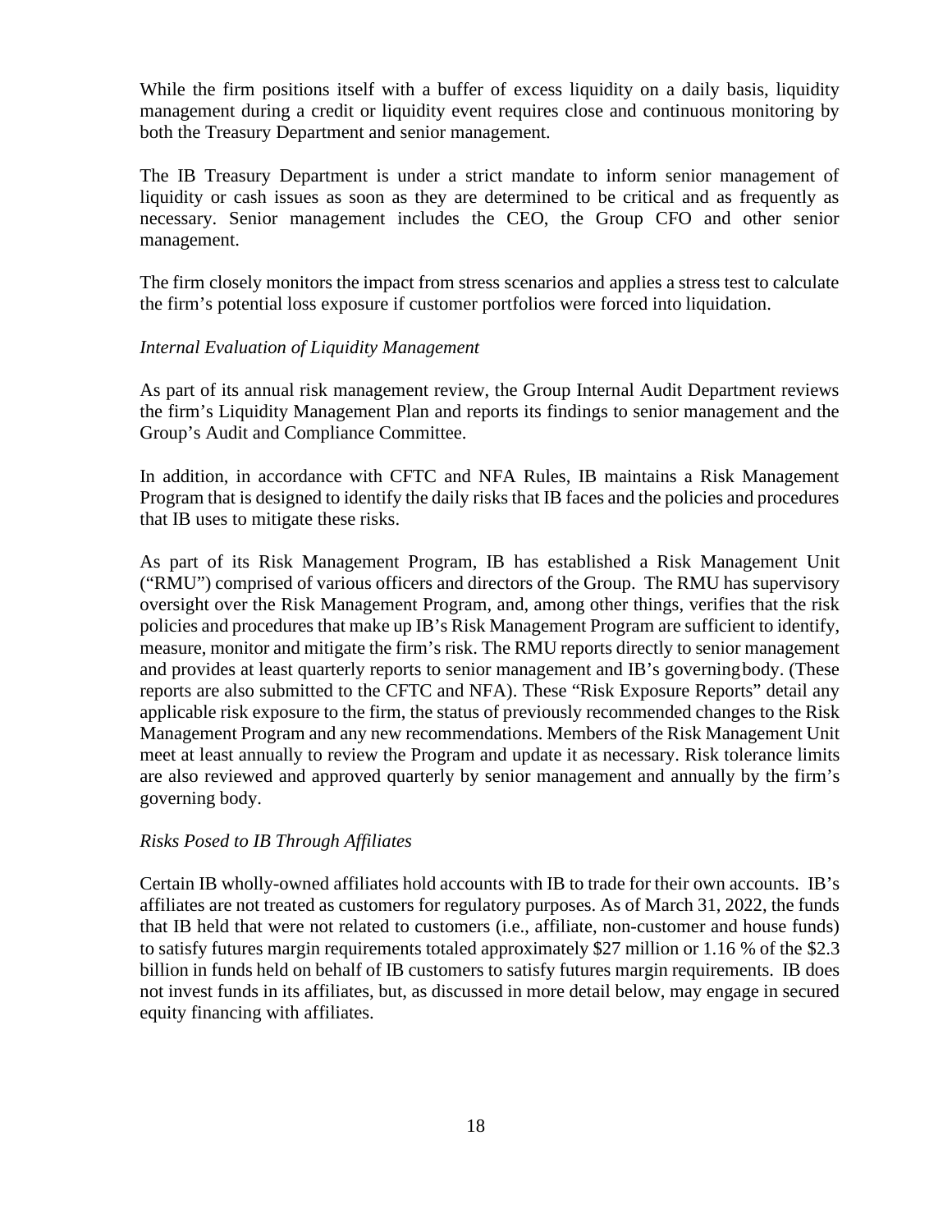While the firm positions itself with a buffer of excess liquidity on a daily basis, liquidity management during a credit or liquidity event requires close and continuous monitoring by both the Treasury Department and senior management.

The IB Treasury Department is under a strict mandate to inform senior management of liquidity or cash issues as soon as they are determined to be critical and as frequently as necessary. Senior management includes the CEO, the Group CFO and other senior management.

The firm closely monitors the impact from stress scenarios and applies a stress test to calculate the firm's potential loss exposure if customer portfolios were forced into liquidation.

*Internal Evaluation of Liquidity Management*

As part of its annual risk management review, the Group Internal Audit Department reviews the firm's Liquidity Management Plan and reports its findings to senior management and the Group's Audit and Compliance Committee.

In addition, in accordance with CFTC and NFA Rules, IB maintains a Risk Management Program that is designed to identify the daily risks that IB faces and the policies and procedures that IB uses to mitigate these risks.

As part of its Risk Management Program, IB has established a Risk Management Unit ("RMU") comprised of various officers and directors of the Group. The RMU has supervisory oversight over the Risk Management Program, and, among other things, verifies that the risk policies and procedures that make up IB's Risk Management Program are sufficient to identify, measure, monitor and mitigate the firm's risk. The RMU reports directly to senior management and provides at least quarterly reports to senior management and IB's governing body. (These reports are also submitted to the CFTC and NFA). These "Risk Exposure Reports" detail any applicable risk exposure to the firm, the status of previously recommended changes to the Risk Management Program and any new recommendations. Members of the Risk Management Unit meet at least annually to review the Program and update it as necessary. Risk tolerance limits are also reviewed and approved quarterly by senior management and annually by the firm's governing body.

*Risks Posed to IB Through Affiliates*

Certain IB wholly-owned affiliates hold accounts with IB to trade for their own accounts. IB's affiliates are not treated as customers for regulatory purposes. As of March 31, 2022, the funds that IB held that were not related to customers (i.e., affiliate, non-customer and house funds) to satisfy futures margin requirements totaled approximately $27 million or 1.16 % of the $2.3 billion in funds held on behalf of IB customers to satisfy futures margin requirements. IB does not invest funds in its affiliates, but, as discussed in more detail below, may engage in secured equity financing with affiliates.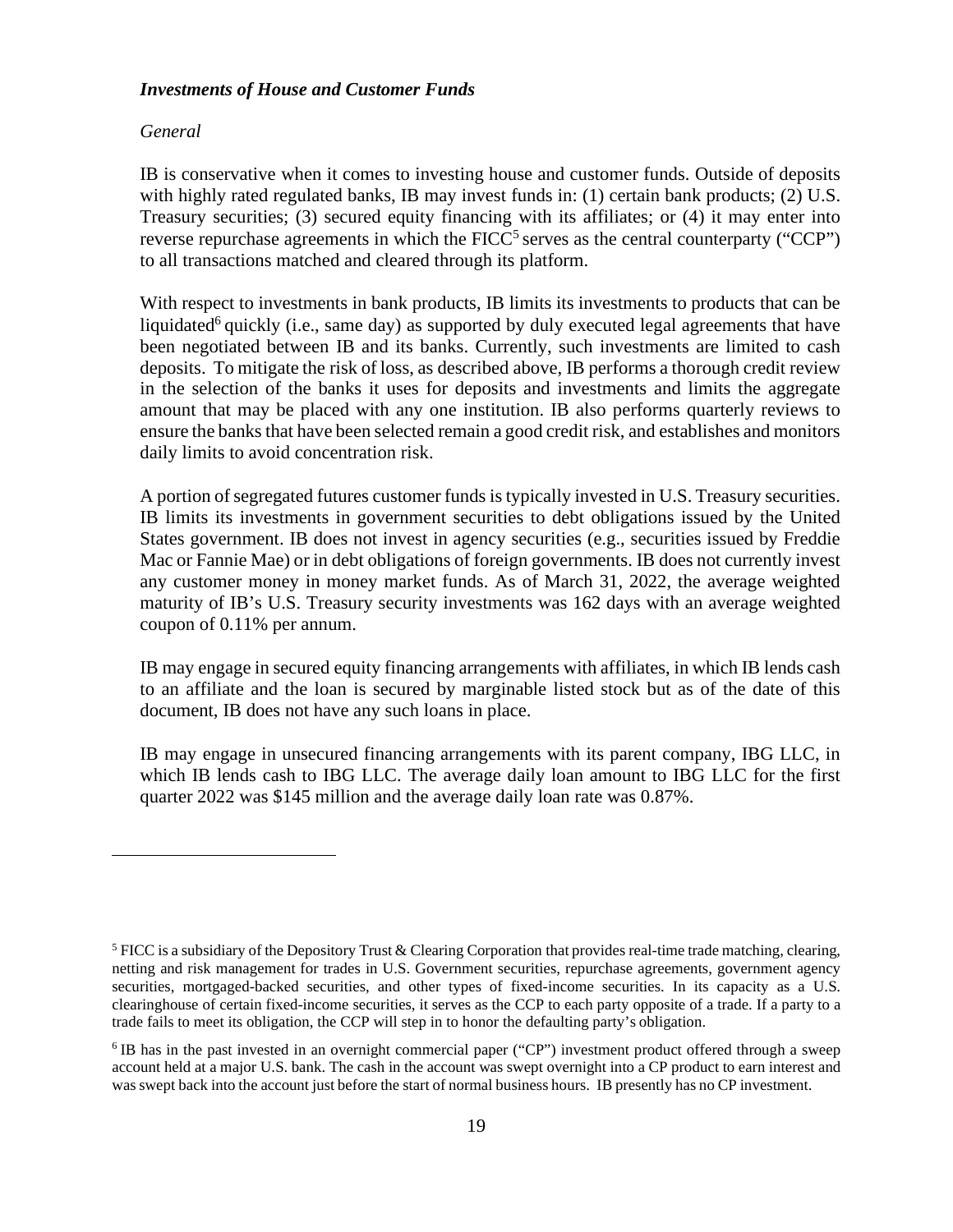### *Investments of House and Customer Funds*

*General*

IB is conservative when it comes to investing house and customer funds. Outside of deposits with highly rated regulated banks, IB may invest funds in: (1) certain bank products; (2) U.S. Treasury securities; (3) secured equity financing with its affiliates; or (4) it may enter into reverse repurchase agreements in which the FICC[5] serves as the central counterparty ("CCP") to all transactions matched and cleared through its platform.

With respect to investments in bank products, IB limits its investments to products that can be liquidated[6] quickly (i.e., same day) as supported by duly executed legal agreements that have been negotiated between IB and its banks. Currently, such investments are limited to cash deposits. To mitigate the risk of loss, as described above, IB performs a thorough credit review in the selection of the banks it uses for deposits and investments and limits the aggregate amount that may be placed with any one institution. IB also performs quarterly reviews to ensure the banks that have been selected remain a good credit risk, and establishes and monitors daily limits to avoid concentration risk.

A portion of segregated futures customer funds is typically invested in U.S. Treasury securities. IB limits its investments in government securities to debt obligations issued by the United States government. IB does not invest in agency securities (e.g., securities issued by Freddie Mac or Fannie Mae) or in debt obligations of foreign governments. IB does not currently invest any customer money in money market funds. As of March 31, 2022, the average weighted maturity of IB's U.S. Treasury security investments was 162 days with an average weighted coupon of 0.11% per annum.

IB may engage in secured equity financing arrangements with affiliates, in which IB lends cash to an affiliate and the loan is secured by marginable listed stock but as of the date of this document, IB does not have any such loans in place.

IB may engage in unsecured financing arrangements with its parent company, IBG LLC, in which IB lends cash to IBG LLC. The average daily loan amount to IBG LLC for the first quarter 2022 was $145 million and the average daily loan rate was 0.87%.

---

[5] FICC is a subsidiary of the Depository Trust & Clearing Corporation that provides real-time trade matching, clearing, netting and risk management for trades in U.S. Government securities, repurchase agreements, government agency securities, mortgaged-backed securities, and other types of fixed-income securities. In its capacity as a U.S. clearinghouse of certain fixed-income securities, it serves as the CCP to each party opposite of a trade. If a party to a trade fails to meet its obligation, the CCP will step in to honor the defaulting party's obligation.

[6] IB has in the past invested in an overnight commercial paper ("CP") investment product offered through a sweep account held at a major U.S. bank. The cash in the account was swept overnight into a CP product to earn interest and was swept back into the account just before the start of normal business hours. IB presently has no CP investment.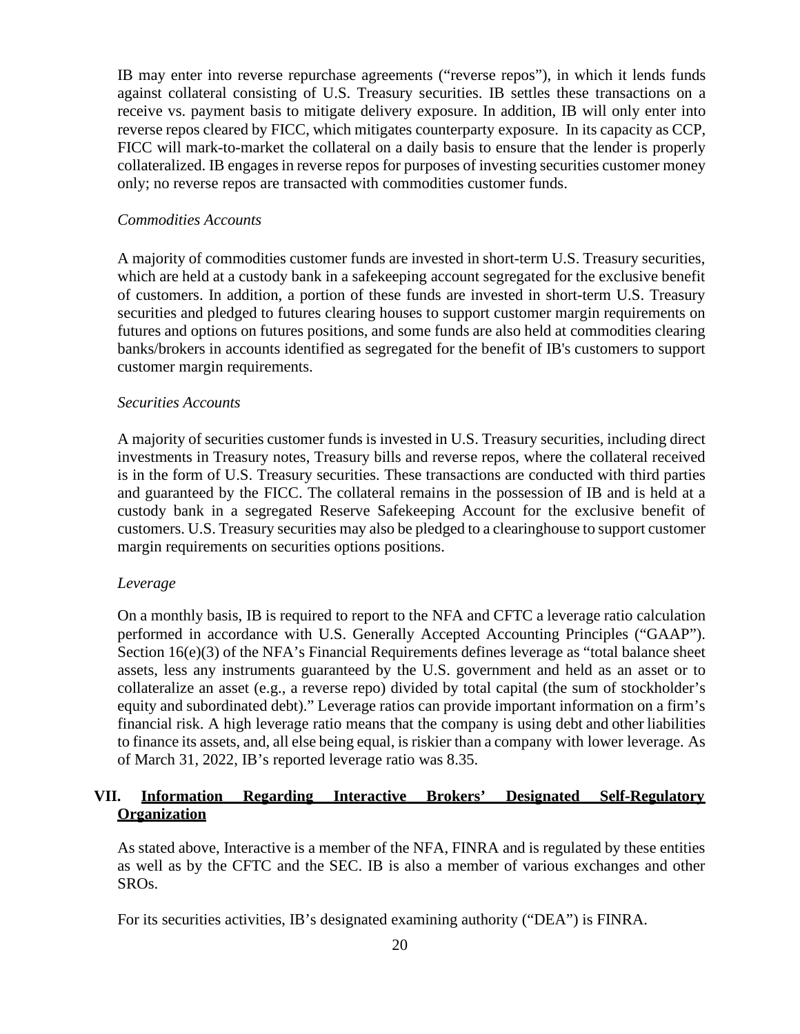IB may enter into reverse repurchase agreements ("reverse repos"), in which it lends funds against collateral consisting of U.S. Treasury securities. IB settles these transactions on a receive vs. payment basis to mitigate delivery exposure. In addition, IB will only enter into reverse repos cleared by FICC, which mitigates counterparty exposure. In its capacity as CCP, FICC will mark-to-market the collateral on a daily basis to ensure that the lender is properly collateralized. IB engages in reverse repos for purposes of investing securities customer money only; no reverse repos are transacted with commodities customer funds.

*Commodities Accounts*

A majority of commodities customer funds are invested in short-term U.S. Treasury securities, which are held at a custody bank in a safekeeping account segregated for the exclusive benefit of customers. In addition, a portion of these funds are invested in short-term U.S. Treasury securities and pledged to futures clearing houses to support customer margin requirements on futures and options on futures positions, and some funds are also held at commodities clearing banks/brokers in accounts identified as segregated for the benefit of IB's customers to support customer margin requirements.

*Securities Accounts*

A majority of securities customer funds is invested in U.S. Treasury securities, including direct investments in Treasury notes, Treasury bills and reverse repos, where the collateral received is in the form of U.S. Treasury securities. These transactions are conducted with third parties and guaranteed by the FICC. The collateral remains in the possession of IB and is held at a custody bank in a segregated Reserve Safekeeping Account for the exclusive benefit of customers. U.S. Treasury securities may also be pledged to a clearinghouse to support customer margin requirements on securities options positions.

*Leverage*

On a monthly basis, IB is required to report to the NFA and CFTC a leverage ratio calculation performed in accordance with U.S. Generally Accepted Accounting Principles ("GAAP"). Section 16(e)(3) of the NFA's Financial Requirements defines leverage as "total balance sheet assets, less any instruments guaranteed by the U.S. government and held as an asset or to collateralize an asset (e.g., a reverse repo) divided by total capital (the sum of stockholder's equity and subordinated debt)." Leverage ratios can provide important information on a firm's financial risk. A high leverage ratio means that the company is using debt and other liabilities to finance its assets, and, all else being equal, is riskier than a company with lower leverage. As of March 31, 2022, IB's reported leverage ratio was 8.35.

## VII. Information Regarding Interactive Brokers' Designated Self-Regulatory Organization

As stated above, Interactive is a member of the NFA, FINRA and is regulated by these entities as well as by the CFTC and the SEC. IB is also a member of various exchanges and other SROs.

For its securities activities, IB's designated examining authority ("DEA") is FINRA.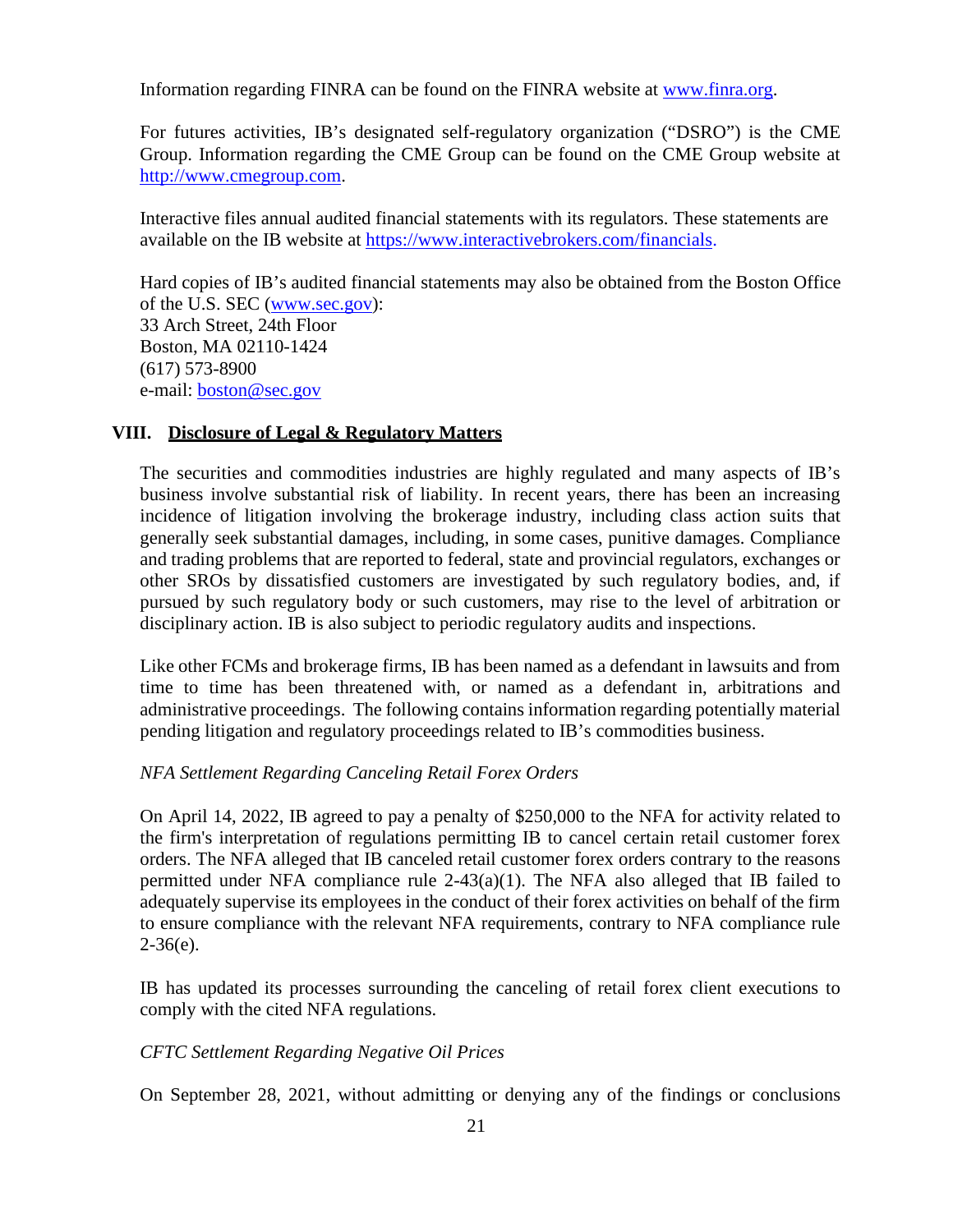Information regarding FINRA can be found on the FINRA website at [www.finra.org](http://www.finra.org).

For futures activities, IB's designated self-regulatory organization ("DSRO") is the CME Group. Information regarding the CME Group can be found on the CME Group website at [http://www.cmegroup.com](http://www.cmegroup.com).

Interactive files annual audited financial statements with its regulators. These statements are available on the IB website at [https://www.interactivebrokers.com/financials](https://www.interactivebrokers.com/financials).

Hard copies of IB's audited financial statements may also be obtained from the Boston Office of the U.S. SEC ([www.sec.gov](http://www.sec.gov)):
33 Arch Street, 24th Floor
Boston, MA 02110-1424
(617) 573-8900
e-mail: [boston@sec.gov](mailto:boston@sec.gov)

## VIII. Disclosure of Legal & Regulatory Matters

The securities and commodities industries are highly regulated and many aspects of IB's business involve substantial risk of liability. In recent years, there has been an increasing incidence of litigation involving the brokerage industry, including class action suits that generally seek substantial damages, including, in some cases, punitive damages. Compliance and trading problems that are reported to federal, state and provincial regulators, exchanges or other SROs by dissatisfied customers are investigated by such regulatory bodies, and, if pursued by such regulatory body or such customers, may rise to the level of arbitration or disciplinary action. IB is also subject to periodic regulatory audits and inspections.

Like other FCMs and brokerage firms, IB has been named as a defendant in lawsuits and from time to time has been threatened with, or named as a defendant in, arbitrations and administrative proceedings. The following contains information regarding potentially material pending litigation and regulatory proceedings related to IB's commodities business.

*NFA Settlement Regarding Canceling Retail Forex Orders*

On April 14, 2022, IB agreed to pay a penalty of $250,000 to the NFA for activity related to the firm's interpretation of regulations permitting IB to cancel certain retail customer forex orders. The NFA alleged that IB canceled retail customer forex orders contrary to the reasons permitted under NFA compliance rule 2-43(a)(1). The NFA also alleged that IB failed to adequately supervise its employees in the conduct of their forex activities on behalf of the firm to ensure compliance with the relevant NFA requirements, contrary to NFA compliance rule 2-36(e).

IB has updated its processes surrounding the canceling of retail forex client executions to comply with the cited NFA regulations.

*CFTC Settlement Regarding Negative Oil Prices*

On September 28, 2021, without admitting or denying any of the findings or conclusions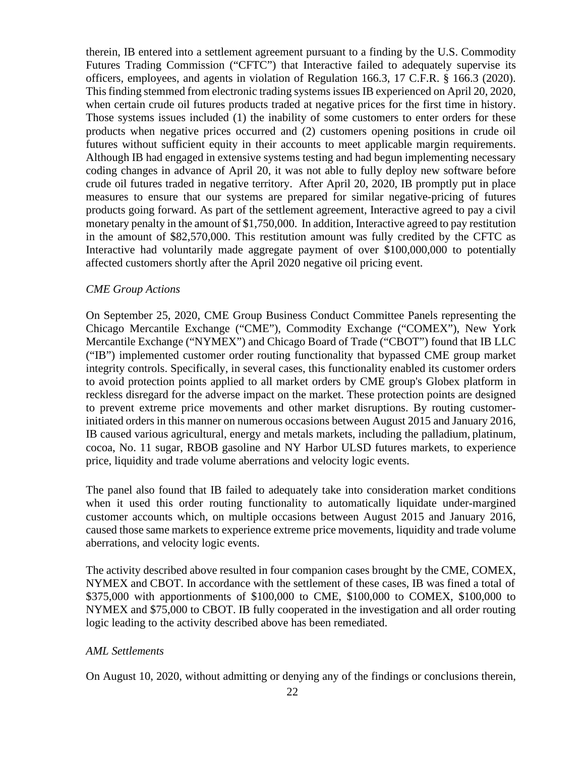therein, IB entered into a settlement agreement pursuant to a finding by the U.S. Commodity Futures Trading Commission ("CFTC") that Interactive failed to adequately supervise its officers, employees, and agents in violation of Regulation 166.3, 17 C.F.R. § 166.3 (2020). This finding stemmed from electronic trading systems issues IB experienced on April 20, 2020, when certain crude oil futures products traded at negative prices for the first time in history. Those systems issues included (1) the inability of some customers to enter orders for these products when negative prices occurred and (2) customers opening positions in crude oil futures without sufficient equity in their accounts to meet applicable margin requirements. Although IB had engaged in extensive systems testing and had begun implementing necessary coding changes in advance of April 20, it was not able to fully deploy new software before crude oil futures traded in negative territory. After April 20, 2020, IB promptly put in place measures to ensure that our systems are prepared for similar negative-pricing of futures products going forward. As part of the settlement agreement, Interactive agreed to pay a civil monetary penalty in the amount of $1,750,000. In addition, Interactive agreed to pay restitution in the amount of $82,570,000. This restitution amount was fully credited by the CFTC as Interactive had voluntarily made aggregate payment of over $100,000,000 to potentially affected customers shortly after the April 2020 negative oil pricing event.

*CME Group Actions*

On September 25, 2020, CME Group Business Conduct Committee Panels representing the Chicago Mercantile Exchange ("CME"), Commodity Exchange ("COMEX"), New York Mercantile Exchange ("NYMEX") and Chicago Board of Trade ("CBOT") found that IB LLC ("IB") implemented customer order routing functionality that bypassed CME group market integrity controls. Specifically, in several cases, this functionality enabled its customer orders to avoid protection points applied to all market orders by CME group's Globex platform in reckless disregard for the adverse impact on the market. These protection points are designed to prevent extreme price movements and other market disruptions. By routing customer-initiated orders in this manner on numerous occasions between August 2015 and January 2016, IB caused various agricultural, energy and metals markets, including the palladium, platinum, cocoa, No. 11 sugar, RBOB gasoline and NY Harbor ULSD futures markets, to experience price, liquidity and trade volume aberrations and velocity logic events.

The panel also found that IB failed to adequately take into consideration market conditions when it used this order routing functionality to automatically liquidate under-margined customer accounts which, on multiple occasions between August 2015 and January 2016, caused those same markets to experience extreme price movements, liquidity and trade volume aberrations, and velocity logic events.

The activity described above resulted in four companion cases brought by the CME, COMEX, NYMEX and CBOT. In accordance with the settlement of these cases, IB was fined a total of $375,000 with apportionments of $100,000 to CME, $100,000 to COMEX, $100,000 to NYMEX and $75,000 to CBOT. IB fully cooperated in the investigation and all order routing logic leading to the activity described above has been remediated.

*AML Settlements*

On August 10, 2020, without admitting or denying any of the findings or conclusions therein,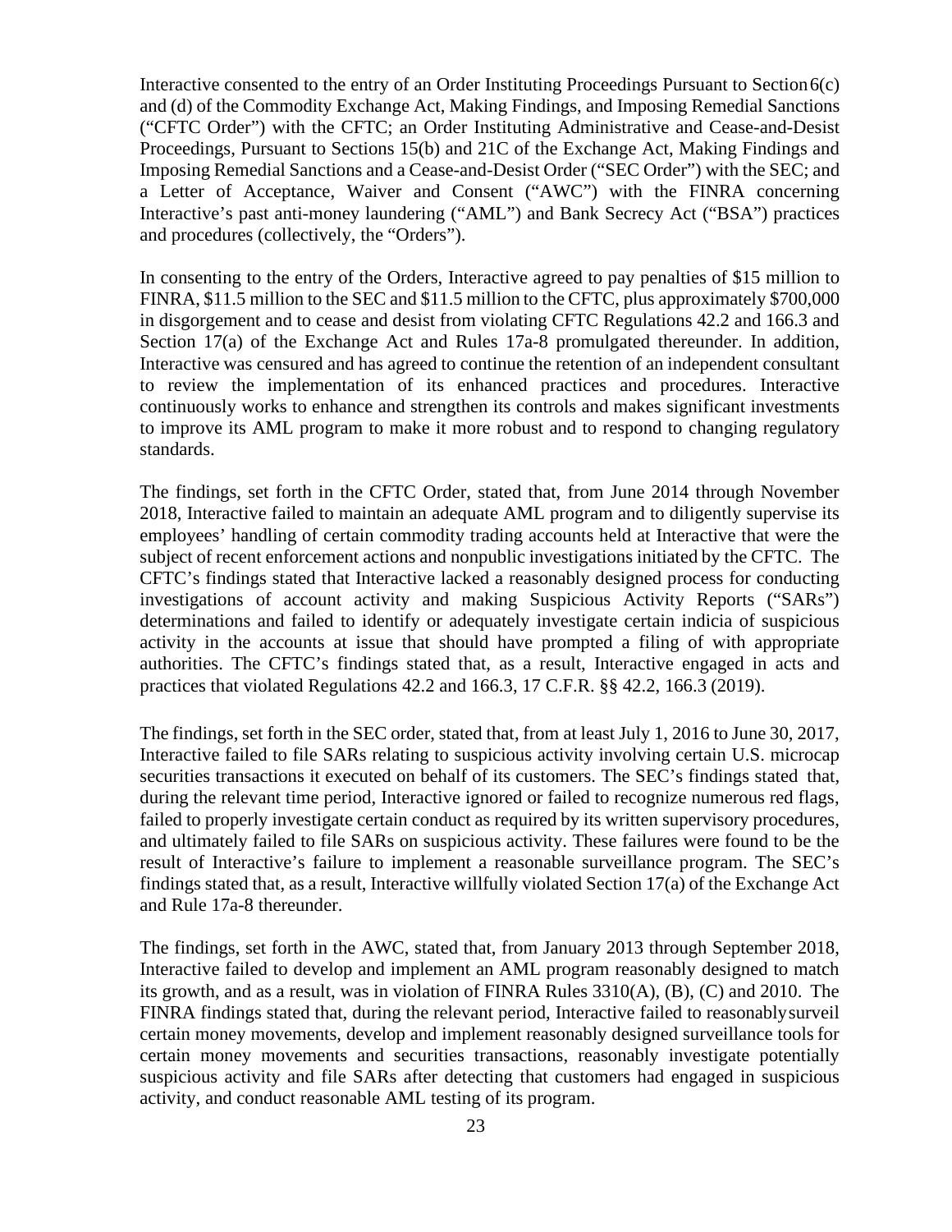Interactive consented to the entry of an Order Instituting Proceedings Pursuant to Section 6(c) and (d) of the Commodity Exchange Act, Making Findings, and Imposing Remedial Sanctions ("CFTC Order") with the CFTC; an Order Instituting Administrative and Cease-and-Desist Proceedings, Pursuant to Sections 15(b) and 21C of the Exchange Act, Making Findings and Imposing Remedial Sanctions and a Cease-and-Desist Order ("SEC Order") with the SEC; and a Letter of Acceptance, Waiver and Consent ("AWC") with the FINRA concerning Interactive's past anti-money laundering ("AML") and Bank Secrecy Act ("BSA") practices and procedures (collectively, the "Orders").

In consenting to the entry of the Orders, Interactive agreed to pay penalties of $15 million to FINRA, $11.5 million to the SEC and $11.5 million to the CFTC, plus approximately $700,000 in disgorgement and to cease and desist from violating CFTC Regulations 42.2 and 166.3 and Section 17(a) of the Exchange Act and Rules 17a-8 promulgated thereunder. In addition, Interactive was censured and has agreed to continue the retention of an independent consultant to review the implementation of its enhanced practices and procedures. Interactive continuously works to enhance and strengthen its controls and makes significant investments to improve its AML program to make it more robust and to respond to changing regulatory standards.

The findings, set forth in the CFTC Order, stated that, from June 2014 through November 2018, Interactive failed to maintain an adequate AML program and to diligently supervise its employees' handling of certain commodity trading accounts held at Interactive that were the subject of recent enforcement actions and nonpublic investigations initiated by the CFTC. The CFTC's findings stated that Interactive lacked a reasonably designed process for conducting investigations of account activity and making Suspicious Activity Reports ("SARs") determinations and failed to identify or adequately investigate certain indicia of suspicious activity in the accounts at issue that should have prompted a filing of with appropriate authorities. The CFTC's findings stated that, as a result, Interactive engaged in acts and practices that violated Regulations 42.2 and 166.3, 17 C.F.R. §§ 42.2, 166.3 (2019).

The findings, set forth in the SEC order, stated that, from at least July 1, 2016 to June 30, 2017, Interactive failed to file SARs relating to suspicious activity involving certain U.S. microcap securities transactions it executed on behalf of its customers. The SEC's findings stated that, during the relevant time period, Interactive ignored or failed to recognize numerous red flags, failed to properly investigate certain conduct as required by its written supervisory procedures, and ultimately failed to file SARs on suspicious activity. These failures were found to be the result of Interactive's failure to implement a reasonable surveillance program. The SEC's findings stated that, as a result, Interactive willfully violated Section 17(a) of the Exchange Act and Rule 17a-8 thereunder.

The findings, set forth in the AWC, stated that, from January 2013 through September 2018, Interactive failed to develop and implement an AML program reasonably designed to match its growth, and as a result, was in violation of FINRA Rules 3310(A), (B), (C) and 2010. The FINRA findings stated that, during the relevant period, Interactive failed to reasonably surveil certain money movements, develop and implement reasonably designed surveillance tools for certain money movements and securities transactions, reasonably investigate potentially suspicious activity and file SARs after detecting that customers had engaged in suspicious activity, and conduct reasonable AML testing of its program.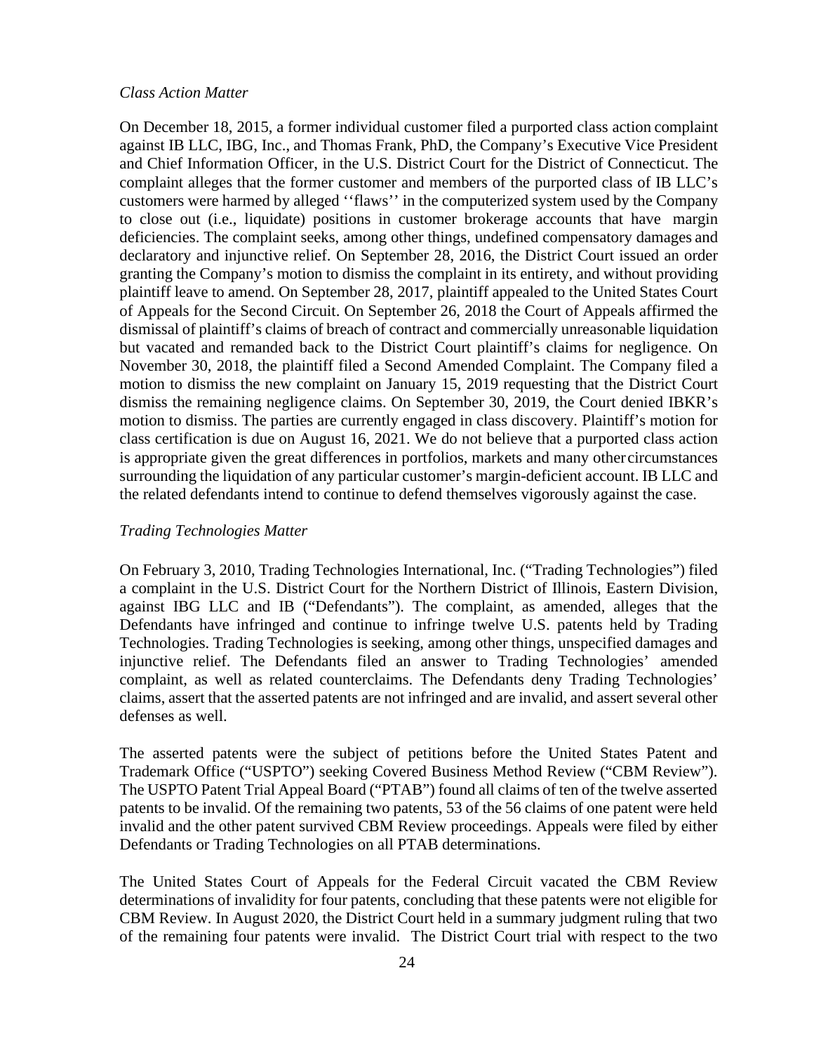*Class Action Matter*

On December 18, 2015, a former individual customer filed a purported class action complaint against IB LLC, IBG, Inc., and Thomas Frank, PhD, the Company's Executive Vice President and Chief Information Officer, in the U.S. District Court for the District of Connecticut. The complaint alleges that the former customer and members of the purported class of IB LLC's customers were harmed by alleged ''flaws'' in the computerized system used by the Company to close out (i.e., liquidate) positions in customer brokerage accounts that have margin deficiencies. The complaint seeks, among other things, undefined compensatory damages and declaratory and injunctive relief. On September 28, 2016, the District Court issued an order granting the Company's motion to dismiss the complaint in its entirety, and without providing plaintiff leave to amend. On September 28, 2017, plaintiff appealed to the United States Court of Appeals for the Second Circuit. On September 26, 2018 the Court of Appeals affirmed the dismissal of plaintiff's claims of breach of contract and commercially unreasonable liquidation but vacated and remanded back to the District Court plaintiff's claims for negligence. On November 30, 2018, the plaintiff filed a Second Amended Complaint. The Company filed a motion to dismiss the new complaint on January 15, 2019 requesting that the District Court dismiss the remaining negligence claims. On September 30, 2019, the Court denied IBKR's motion to dismiss. The parties are currently engaged in class discovery. Plaintiff's motion for class certification is due on August 16, 2021. We do not believe that a purported class action is appropriate given the great differences in portfolios, markets and many other circumstances surrounding the liquidation of any particular customer's margin-deficient account. IB LLC and the related defendants intend to continue to defend themselves vigorously against the case.

*Trading Technologies Matter*

On February 3, 2010, Trading Technologies International, Inc. ("Trading Technologies") filed a complaint in the U.S. District Court for the Northern District of Illinois, Eastern Division, against IBG LLC and IB ("Defendants"). The complaint, as amended, alleges that the Defendants have infringed and continue to infringe twelve U.S. patents held by Trading Technologies. Trading Technologies is seeking, among other things, unspecified damages and injunctive relief. The Defendants filed an answer to Trading Technologies' amended complaint, as well as related counterclaims. The Defendants deny Trading Technologies' claims, assert that the asserted patents are not infringed and are invalid, and assert several other defenses as well.

The asserted patents were the subject of petitions before the United States Patent and Trademark Office ("USPTO") seeking Covered Business Method Review ("CBM Review"). The USPTO Patent Trial Appeal Board ("PTAB") found all claims of ten of the twelve asserted patents to be invalid. Of the remaining two patents, 53 of the 56 claims of one patent were held invalid and the other patent survived CBM Review proceedings. Appeals were filed by either Defendants or Trading Technologies on all PTAB determinations.

The United States Court of Appeals for the Federal Circuit vacated the CBM Review determinations of invalidity for four patents, concluding that these patents were not eligible for CBM Review. In August 2020, the District Court held in a summary judgment ruling that two of the remaining four patents were invalid. The District Court trial with respect to the two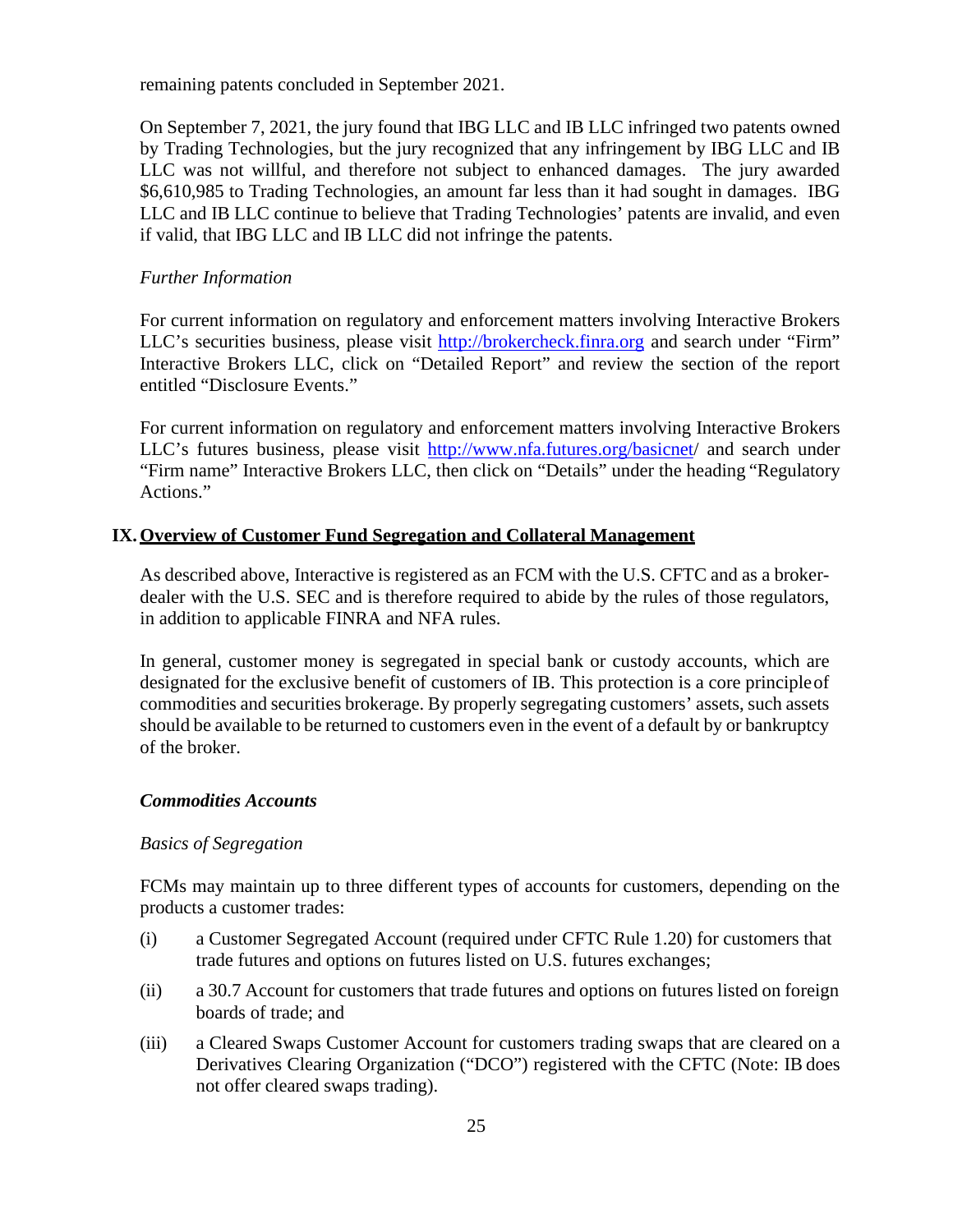remaining patents concluded in September 2021.

On September 7, 2021, the jury found that IBG LLC and IB LLC infringed two patents owned by Trading Technologies, but the jury recognized that any infringement by IBG LLC and IB LLC was not willful, and therefore not subject to enhanced damages. The jury awarded $6,610,985 to Trading Technologies, an amount far less than it had sought in damages. IBG LLC and IB LLC continue to believe that Trading Technologies' patents are invalid, and even if valid, that IBG LLC and IB LLC did not infringe the patents.

*Further Information*

For current information on regulatory and enforcement matters involving Interactive Brokers LLC's securities business, please visit http://brokercheck.finra.org and search under "Firm" Interactive Brokers LLC, click on "Detailed Report" and review the section of the report entitled "Disclosure Events."

For current information on regulatory and enforcement matters involving Interactive Brokers LLC's futures business, please visit http://www.nfa.futures.org/basicnet/ and search under "Firm name" Interactive Brokers LLC, then click on "Details" under the heading "Regulatory Actions."

## IX. Overview of Customer Fund Segregation and Collateral Management

As described above, Interactive is registered as an FCM with the U.S. CFTC and as a broker-dealer with the U.S. SEC and is therefore required to abide by the rules of those regulators, in addition to applicable FINRA and NFA rules.

In general, customer money is segregated in special bank or custody accounts, which are designated for the exclusive benefit of customers of IB. This protection is a core principle of commodities and securities brokerage. By properly segregating customers' assets, such assets should be available to be returned to customers even in the event of a default by or bankruptcy of the broker.

### *Commodities Accounts*

*Basics of Segregation*

FCMs may maintain up to three different types of accounts for customers, depending on the products a customer trades:

(i) a Customer Segregated Account (required under CFTC Rule 1.20) for customers that trade futures and options on futures listed on U.S. futures exchanges;

(ii) a 30.7 Account for customers that trade futures and options on futures listed on foreign boards of trade; and

(iii) a Cleared Swaps Customer Account for customers trading swaps that are cleared on a Derivatives Clearing Organization ("DCO") registered with the CFTC (Note: IB does not offer cleared swaps trading).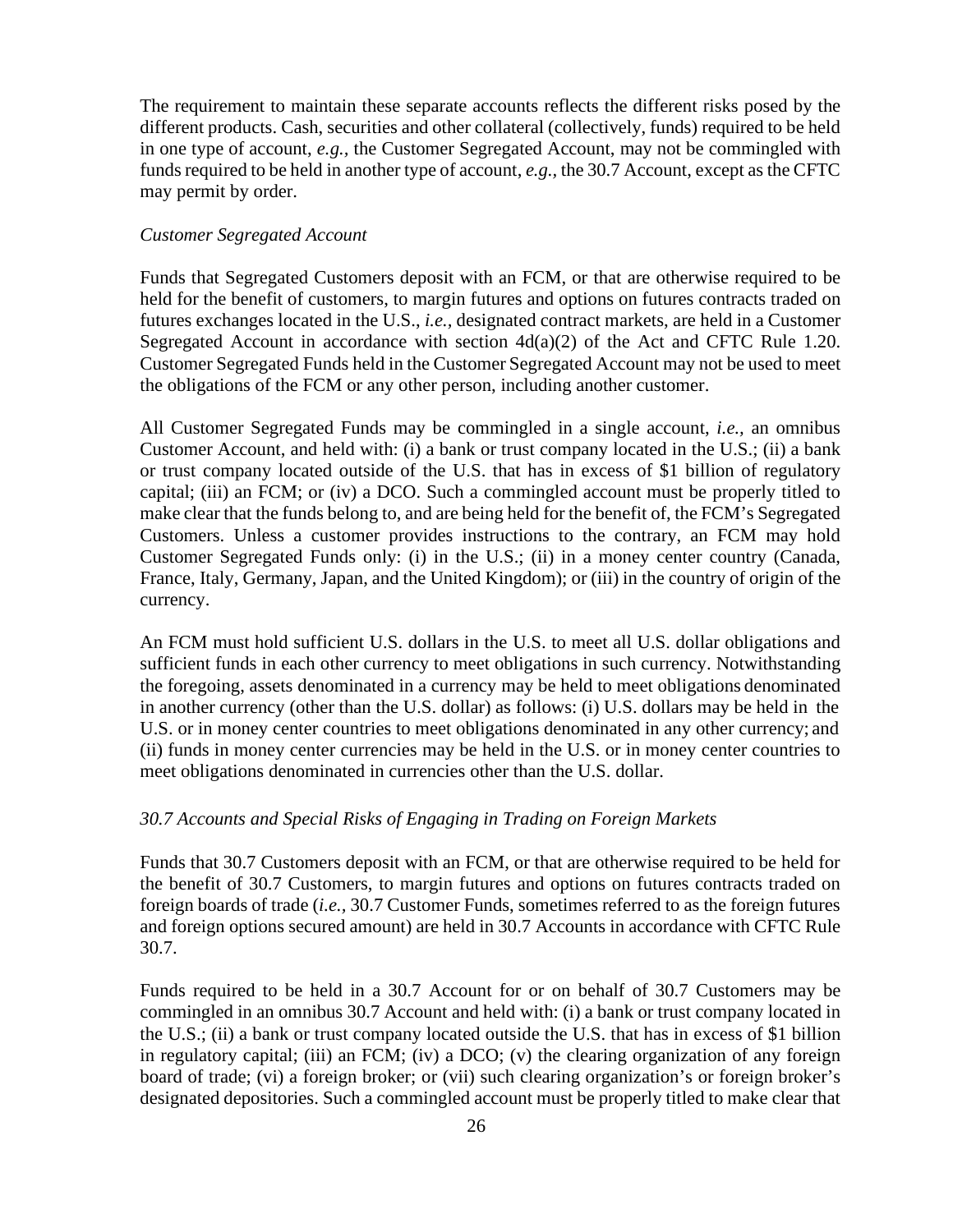The requirement to maintain these separate accounts reflects the different risks posed by the different products. Cash, securities and other collateral (collectively, funds) required to be held in one type of account, *e.g.,* the Customer Segregated Account, may not be commingled with funds required to be held in another type of account, *e.g.,* the 30.7 Account, except as the CFTC may permit by order.

*Customer Segregated Account*

Funds that Segregated Customers deposit with an FCM, or that are otherwise required to be held for the benefit of customers, to margin futures and options on futures contracts traded on futures exchanges located in the U.S., *i.e.,* designated contract markets, are held in a Customer Segregated Account in accordance with section 4d(a)(2) of the Act and CFTC Rule 1.20. Customer Segregated Funds held in the Customer Segregated Account may not be used to meet the obligations of the FCM or any other person, including another customer.

All Customer Segregated Funds may be commingled in a single account, *i.e.,* an omnibus Customer Account, and held with: (i) a bank or trust company located in the U.S.; (ii) a bank or trust company located outside of the U.S. that has in excess of $1 billion of regulatory capital; (iii) an FCM; or (iv) a DCO. Such a commingled account must be properly titled to make clear that the funds belong to, and are being held for the benefit of, the FCM's Segregated Customers. Unless a customer provides instructions to the contrary, an FCM may hold Customer Segregated Funds only: (i) in the U.S.; (ii) in a money center country (Canada, France, Italy, Germany, Japan, and the United Kingdom); or (iii) in the country of origin of the currency.

An FCM must hold sufficient U.S. dollars in the U.S. to meet all U.S. dollar obligations and sufficient funds in each other currency to meet obligations in such currency. Notwithstanding the foregoing, assets denominated in a currency may be held to meet obligations denominated in another currency (other than the U.S. dollar) as follows: (i) U.S. dollars may be held in the U.S. or in money center countries to meet obligations denominated in any other currency; and (ii) funds in money center currencies may be held in the U.S. or in money center countries to meet obligations denominated in currencies other than the U.S. dollar.

*30.7 Accounts and Special Risks of Engaging in Trading on Foreign Markets*

Funds that 30.7 Customers deposit with an FCM, or that are otherwise required to be held for the benefit of 30.7 Customers, to margin futures and options on futures contracts traded on foreign boards of trade (*i.e.,* 30.7 Customer Funds, sometimes referred to as the foreign futures and foreign options secured amount) are held in 30.7 Accounts in accordance with CFTC Rule 30.7.

Funds required to be held in a 30.7 Account for or on behalf of 30.7 Customers may be commingled in an omnibus 30.7 Account and held with: (i) a bank or trust company located in the U.S.; (ii) a bank or trust company located outside the U.S. that has in excess of $1 billion in regulatory capital; (iii) an FCM; (iv) a DCO; (v) the clearing organization of any foreign board of trade; (vi) a foreign broker; or (vii) such clearing organization's or foreign broker's designated depositories. Such a commingled account must be properly titled to make clear that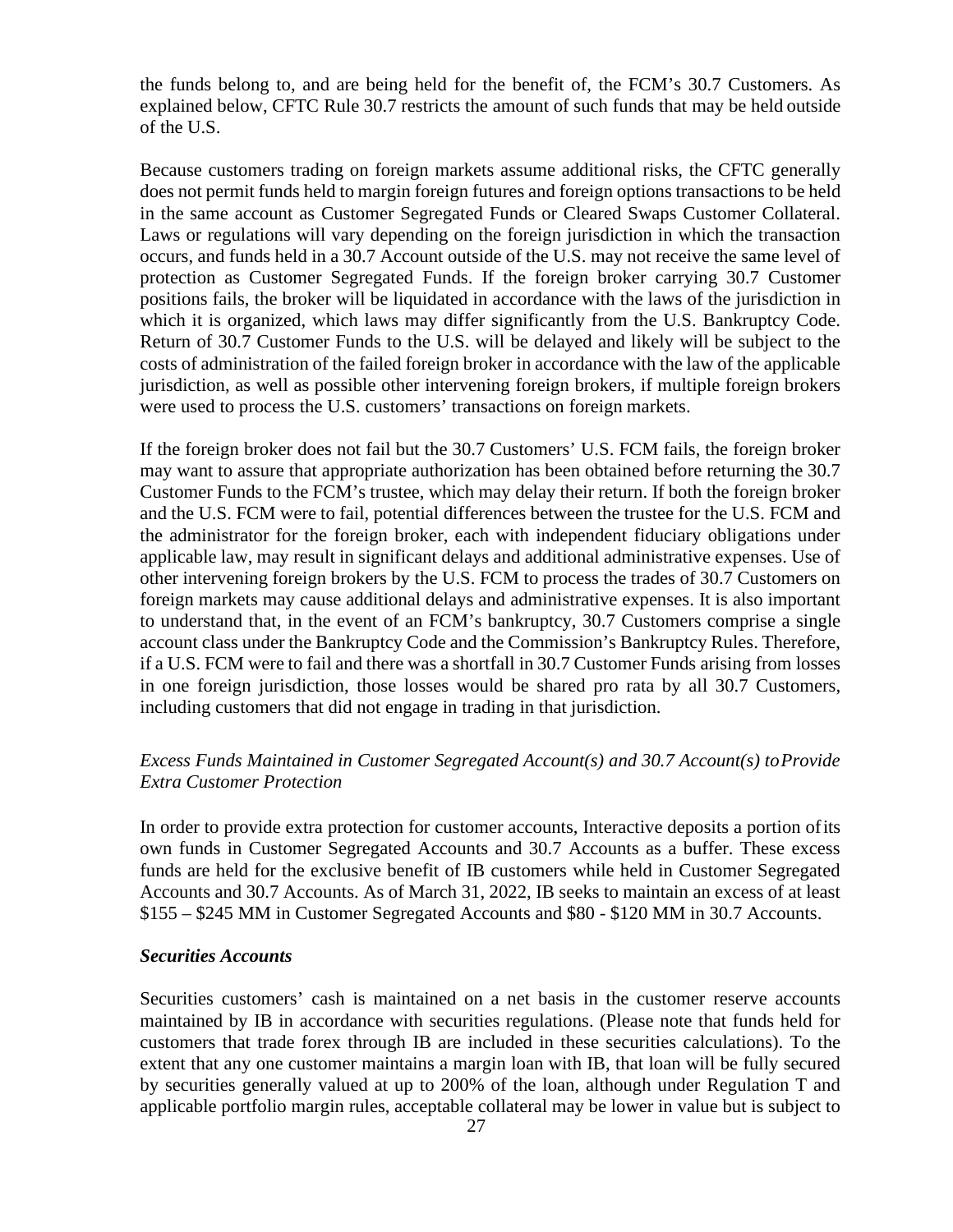the funds belong to, and are being held for the benefit of, the FCM's 30.7 Customers. As explained below, CFTC Rule 30.7 restricts the amount of such funds that may be held outside of the U.S.

Because customers trading on foreign markets assume additional risks, the CFTC generally does not permit funds held to margin foreign futures and foreign options transactions to be held in the same account as Customer Segregated Funds or Cleared Swaps Customer Collateral. Laws or regulations will vary depending on the foreign jurisdiction in which the transaction occurs, and funds held in a 30.7 Account outside of the U.S. may not receive the same level of protection as Customer Segregated Funds. If the foreign broker carrying 30.7 Customer positions fails, the broker will be liquidated in accordance with the laws of the jurisdiction in which it is organized, which laws may differ significantly from the U.S. Bankruptcy Code. Return of 30.7 Customer Funds to the U.S. will be delayed and likely will be subject to the costs of administration of the failed foreign broker in accordance with the law of the applicable jurisdiction, as well as possible other intervening foreign brokers, if multiple foreign brokers were used to process the U.S. customers' transactions on foreign markets.

If the foreign broker does not fail but the 30.7 Customers' U.S. FCM fails, the foreign broker may want to assure that appropriate authorization has been obtained before returning the 30.7 Customer Funds to the FCM's trustee, which may delay their return. If both the foreign broker and the U.S. FCM were to fail, potential differences between the trustee for the U.S. FCM and the administrator for the foreign broker, each with independent fiduciary obligations under applicable law, may result in significant delays and additional administrative expenses. Use of other intervening foreign brokers by the U.S. FCM to process the trades of 30.7 Customers on foreign markets may cause additional delays and administrative expenses. It is also important to understand that, in the event of an FCM's bankruptcy, 30.7 Customers comprise a single account class under the Bankruptcy Code and the Commission's Bankruptcy Rules. Therefore, if a U.S. FCM were to fail and there was a shortfall in 30.7 Customer Funds arising from losses in one foreign jurisdiction, those losses would be shared pro rata by all 30.7 Customers, including customers that did not engage in trading in that jurisdiction.

*Excess Funds Maintained in Customer Segregated Account(s) and 30.7 Account(s) to Provide Extra Customer Protection*

In order to provide extra protection for customer accounts, Interactive deposits a portion of its own funds in Customer Segregated Accounts and 30.7 Accounts as a buffer. These excess funds are held for the exclusive benefit of IB customers while held in Customer Segregated Accounts and 30.7 Accounts. As of March 31, 2022, IB seeks to maintain an excess of at least \$155 – \$245 MM in Customer Segregated Accounts and \$80 - \$120 MM in 30.7 Accounts.

***Securities Accounts***

Securities customers' cash is maintained on a net basis in the customer reserve accounts maintained by IB in accordance with securities regulations. (Please note that funds held for customers that trade forex through IB are included in these securities calculations). To the extent that any one customer maintains a margin loan with IB, that loan will be fully secured by securities generally valued at up to 200% of the loan, although under Regulation T and applicable portfolio margin rules, acceptable collateral may be lower in value but is subject to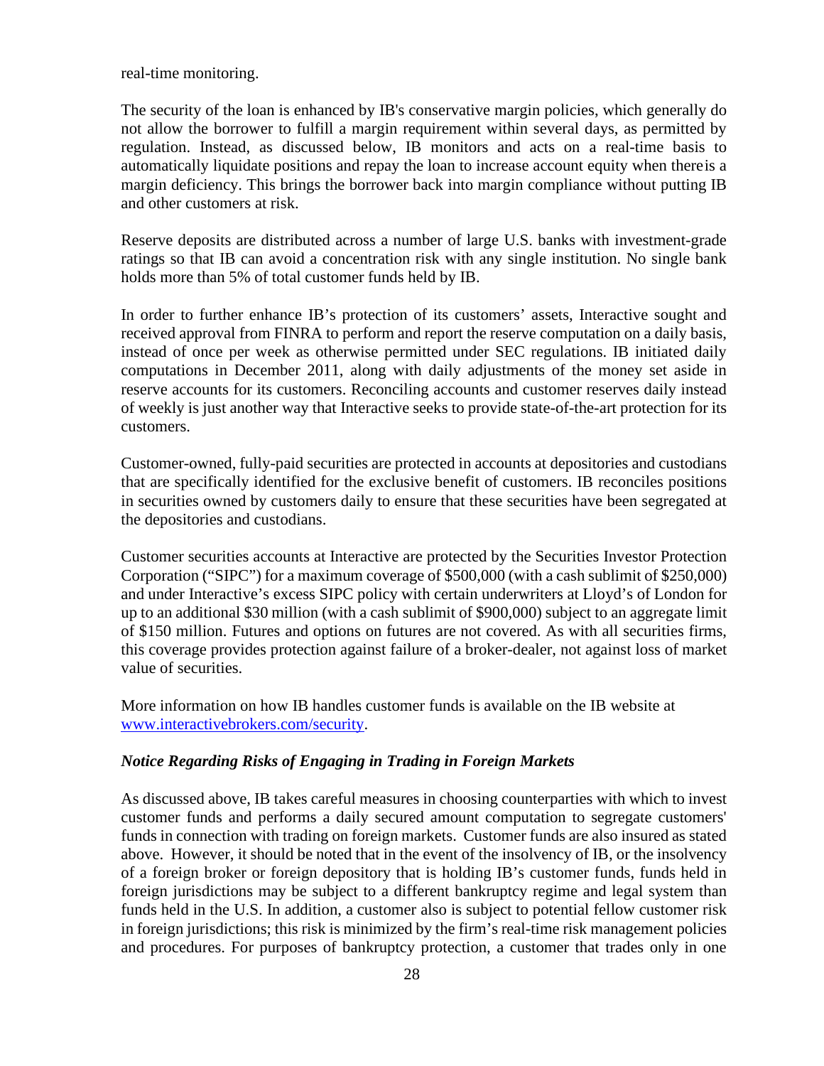real-time monitoring.

The security of the loan is enhanced by IB's conservative margin policies, which generally do not allow the borrower to fulfill a margin requirement within several days, as permitted by regulation. Instead, as discussed below, IB monitors and acts on a real-time basis to automatically liquidate positions and repay the loan to increase account equity when thereis a margin deficiency. This brings the borrower back into margin compliance without putting IB and other customers at risk.

Reserve deposits are distributed across a number of large U.S. banks with investment-grade ratings so that IB can avoid a concentration risk with any single institution. No single bank holds more than 5% of total customer funds held by IB.

In order to further enhance IB's protection of its customers' assets, Interactive sought and received approval from FINRA to perform and report the reserve computation on a daily basis, instead of once per week as otherwise permitted under SEC regulations. IB initiated daily computations in December 2011, along with daily adjustments of the money set aside in reserve accounts for its customers. Reconciling accounts and customer reserves daily instead of weekly is just another way that Interactive seeks to provide state-of-the-art protection for its customers.

Customer-owned, fully-paid securities are protected in accounts at depositories and custodians that are specifically identified for the exclusive benefit of customers. IB reconciles positions in securities owned by customers daily to ensure that these securities have been segregated at the depositories and custodians.

Customer securities accounts at Interactive are protected by the Securities Investor Protection Corporation ("SIPC") for a maximum coverage of $500,000 (with a cash sublimit of $250,000) and under Interactive's excess SIPC policy with certain underwriters at Lloyd's of London for up to an additional $30 million (with a cash sublimit of $900,000) subject to an aggregate limit of $150 million. Futures and options on futures are not covered. As with all securities firms, this coverage provides protection against failure of a broker-dealer, not against loss of market value of securities.

More information on how IB handles customer funds is available on the IB website at [www.interactivebrokers.com/security](http://www.interactivebrokers.com/security).

***Notice Regarding Risks of Engaging in Trading in Foreign Markets***

As discussed above, IB takes careful measures in choosing counterparties with which to invest customer funds and performs a daily secured amount computation to segregate customers' funds in connection with trading on foreign markets. Customer funds are also insured as stated above. However, it should be noted that in the event of the insolvency of IB, or the insolvency of a foreign broker or foreign depository that is holding IB's customer funds, funds held in foreign jurisdictions may be subject to a different bankruptcy regime and legal system than funds held in the U.S. In addition, a customer also is subject to potential fellow customer risk in foreign jurisdictions; this risk is minimized by the firm's real-time risk management policies and procedures. For purposes of bankruptcy protection, a customer that trades only in one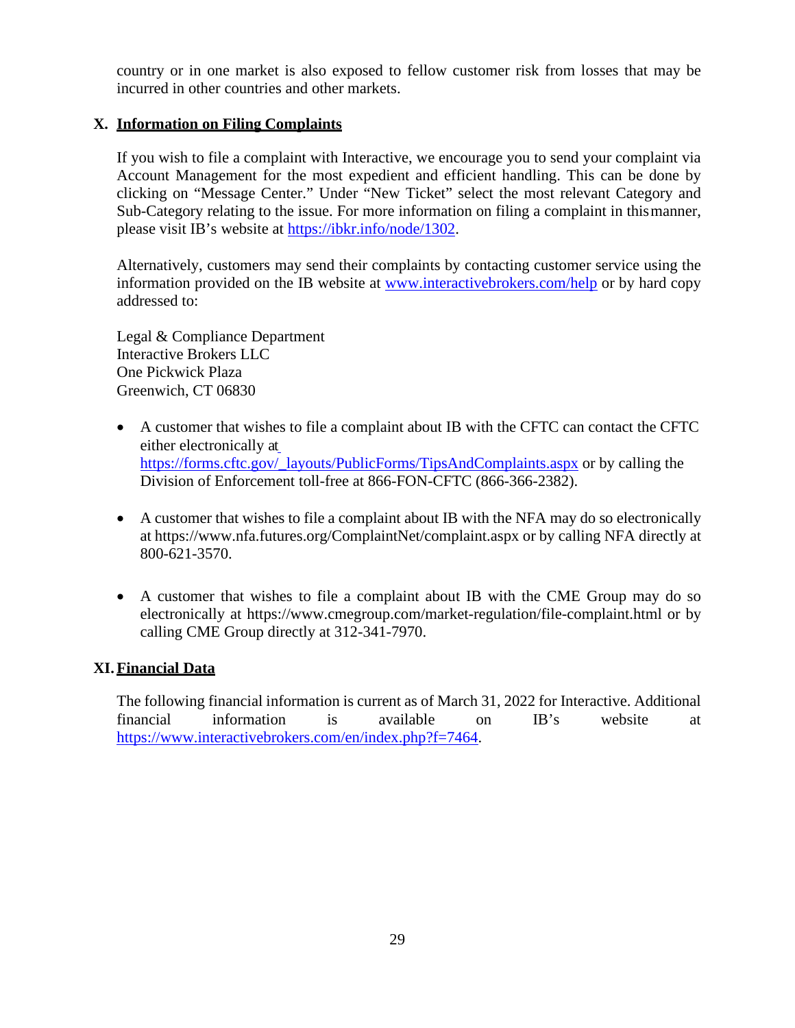country or in one market is also exposed to fellow customer risk from losses that may be incurred in other countries and other markets.

## X. Information on Filing Complaints

If you wish to file a complaint with Interactive, we encourage you to send your complaint via Account Management for the most expedient and efficient handling. This can be done by clicking on "Message Center." Under "New Ticket" select the most relevant Category and Sub-Category relating to the issue. For more information on filing a complaint in this manner, please visit IB's website at https://ibkr.info/node/1302.

Alternatively, customers may send their complaints by contacting customer service using the information provided on the IB website at www.interactivebrokers.com/help or by hard copy addressed to:

Legal & Compliance Department
Interactive Brokers LLC
One Pickwick Plaza
Greenwich, CT 06830

- A customer that wishes to file a complaint about IB with the CFTC can contact the CFTC either electronically at https://forms.cftc.gov/_layouts/PublicForms/TipsAndComplaints.aspx or by calling the Division of Enforcement toll-free at 866-FON-CFTC (866-366-2382).

- A customer that wishes to file a complaint about IB with the NFA may do so electronically at https://www.nfa.futures.org/ComplaintNet/complaint.aspx or by calling NFA directly at 800-621-3570.

- A customer that wishes to file a complaint about IB with the CME Group may do so electronically at https://www.cmegroup.com/market-regulation/file-complaint.html or by calling CME Group directly at 312-341-7970.

## XI. Financial Data

The following financial information is current as of March 31, 2022 for Interactive. Additional financial information is available on IB's website at https://www.interactivebrokers.com/en/index.php?f=7464.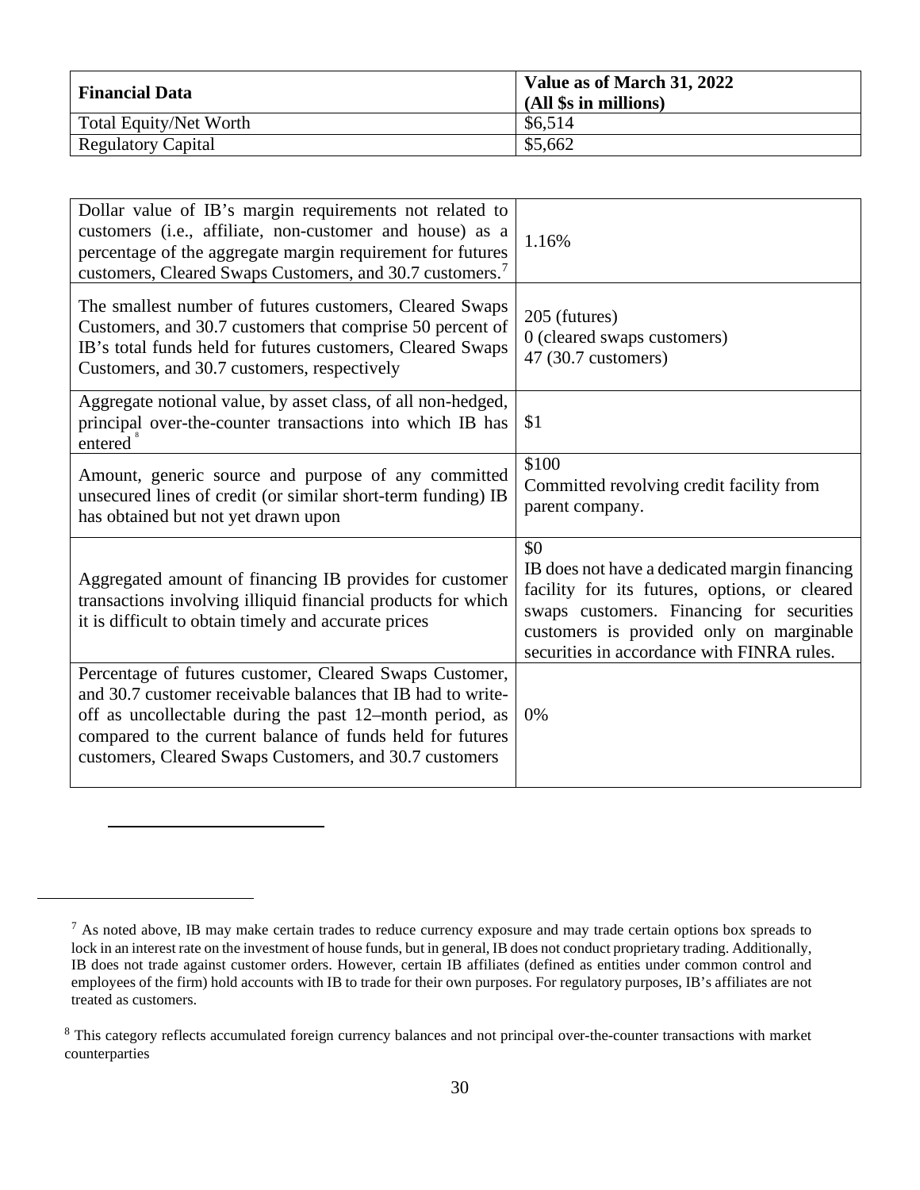| Financial Data | Value as of March 31, 2022 (All $s in millions) |
| --- | --- |
| Total Equity/Net Worth | $6,514 |
| Regulatory Capital | $5,662 |

| | |
| --- | --- |
| Dollar value of IB's margin requirements not related to customers (i.e., affiliate, non-customer and house) as a percentage of the aggregate margin requirement for futures customers, Cleared Swaps Customers, and 30.7 customers.[7] | 1.16% |
| The smallest number of futures customers, Cleared Swaps Customers, and 30.7 customers that comprise 50 percent of IB's total funds held for futures customers, Cleared Swaps Customers, and 30.7 customers, respectively | 205 (futures)<br>0 (cleared swaps customers)<br>47 (30.7 customers) |
| Aggregate notional value, by asset class, of all non-hedged, principal over-the-counter transactions into which IB has entered[8] | $1 |
| Amount, generic source and purpose of any committed unsecured lines of credit (or similar short-term funding) IB has obtained but not yet drawn upon | $100<br>Committed revolving credit facility from parent company. |
| Aggregated amount of financing IB provides for customer transactions involving illiquid financial products for which it is difficult to obtain timely and accurate prices | $0<br>IB does not have a dedicated margin financing facility for its futures, options, or cleared swaps customers. Financing for securities customers is provided only on marginable securities in accordance with FINRA rules. |
| Percentage of futures customer, Cleared Swaps Customer, and 30.7 customer receivable balances that IB had to write-off as uncollectable during the past 12–month period, as compared to the current balance of funds held for futures customers, Cleared Swaps Customers, and 30.7 customers | 0% |

[7] As noted above, IB may make certain trades to reduce currency exposure and may trade certain options box spreads to lock in an interest rate on the investment of house funds, but in general, IB does not conduct proprietary trading. Additionally, IB does not trade against customer orders. However, certain IB affiliates (defined as entities under common control and employees of the firm) hold accounts with IB to trade for their own purposes. For regulatory purposes, IB's affiliates are not treated as customers.

[8] This category reflects accumulated foreign currency balances and not principal over-the-counter transactions with market counterparties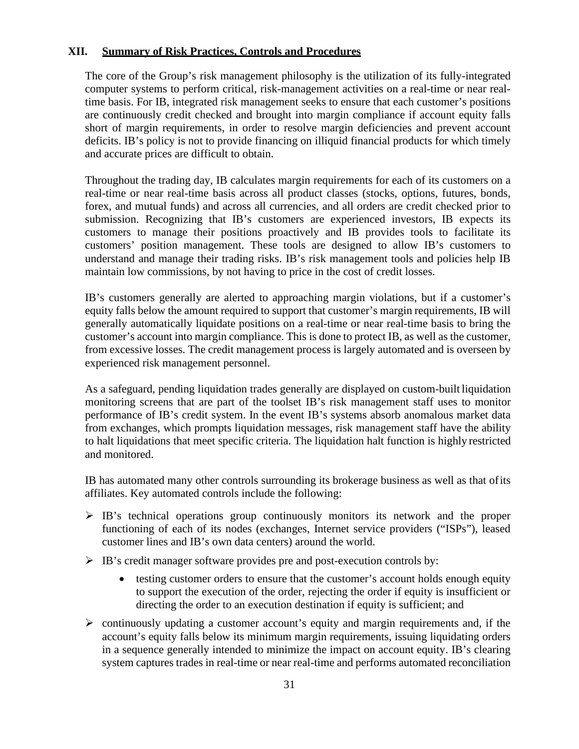## XII. Summary of Risk Practices, Controls and Procedures

The core of the Group's risk management philosophy is the utilization of its fully-integrated computer systems to perform critical, risk-management activities on a real-time or near real-time basis. For IB, integrated risk management seeks to ensure that each customer's positions are continuously credit checked and brought into margin compliance if account equity falls short of margin requirements, in order to resolve margin deficiencies and prevent account deficits. IB's policy is not to provide financing on illiquid financial products for which timely and accurate prices are difficult to obtain.

Throughout the trading day, IB calculates margin requirements for each of its customers on a real-time or near real-time basis across all product classes (stocks, options, futures, bonds, forex, and mutual funds) and across all currencies, and all orders are credit checked prior to submission. Recognizing that IB's customers are experienced investors, IB expects its customers to manage their positions proactively and IB provides tools to facilitate its customers' position management. These tools are designed to allow IB's customers to understand and manage their trading risks. IB's risk management tools and policies help IB maintain low commissions, by not having to price in the cost of credit losses.

IB's customers generally are alerted to approaching margin violations, but if a customer's equity falls below the amount required to support that customer's margin requirements, IB will generally automatically liquidate positions on a real-time or near real-time basis to bring the customer's account into margin compliance. This is done to protect IB, as well as the customer, from excessive losses. The credit management process is largely automated and is overseen by experienced risk management personnel.

As a safeguard, pending liquidation trades generally are displayed on custom-built liquidation monitoring screens that are part of the toolset IB's risk management staff uses to monitor performance of IB's credit system. In the event IB's systems absorb anomalous market data from exchanges, which prompts liquidation messages, risk management staff have the ability to halt liquidations that meet specific criteria. The liquidation halt function is highly restricted and monitored.

IB has automated many other controls surrounding its brokerage business as well as that of its affiliates. Key automated controls include the following:

- IB's technical operations group continuously monitors its network and the proper functioning of each of its nodes (exchanges, Internet service providers ("ISPs"), leased customer lines and IB's own data centers) around the world.
- IB's credit manager software provides pre and post-execution controls by:
  - testing customer orders to ensure that the customer's account holds enough equity to support the execution of the order, rejecting the order if equity is insufficient or directing the order to an execution destination if equity is sufficient; and
- continuously updating a customer account's equity and margin requirements and, if the account's equity falls below its minimum margin requirements, issuing liquidating orders in a sequence generally intended to minimize the impact on account equity. IB's clearing system captures trades in real-time or near real-time and performs automated reconciliation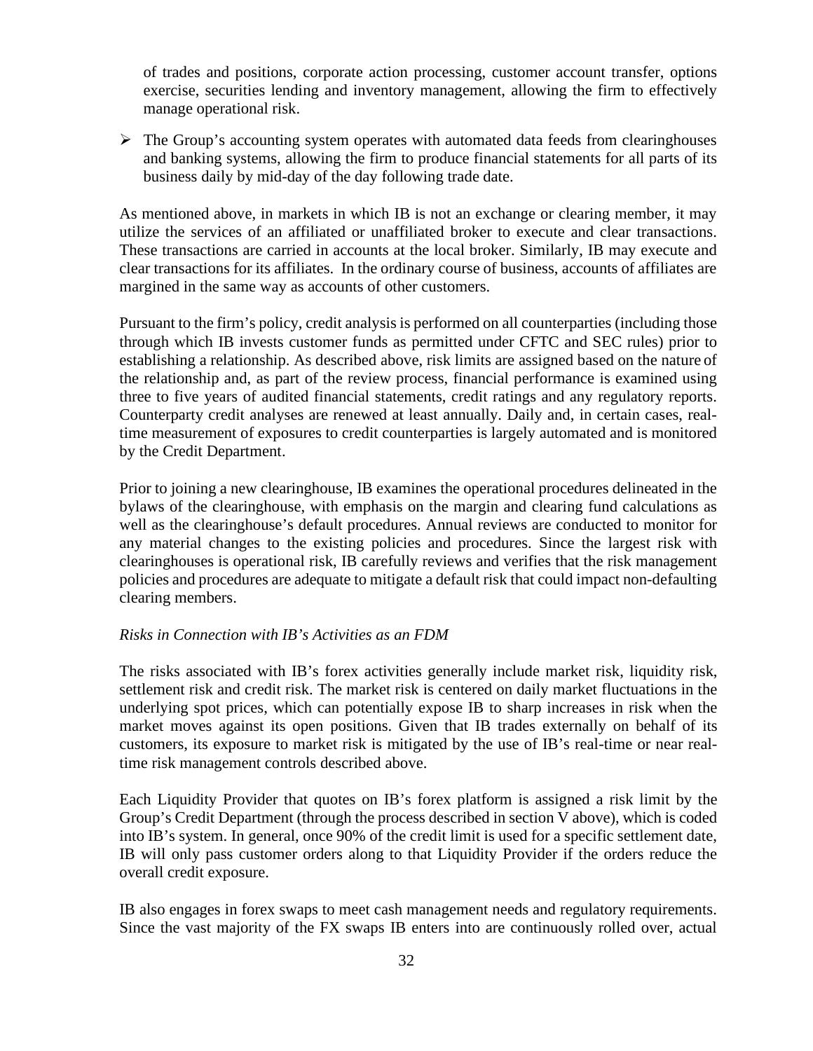of trades and positions, corporate action processing, customer account transfer, options exercise, securities lending and inventory management, allowing the firm to effectively manage operational risk.

- The Group's accounting system operates with automated data feeds from clearinghouses and banking systems, allowing the firm to produce financial statements for all parts of its business daily by mid-day of the day following trade date.

As mentioned above, in markets in which IB is not an exchange or clearing member, it may utilize the services of an affiliated or unaffiliated broker to execute and clear transactions. These transactions are carried in accounts at the local broker. Similarly, IB may execute and clear transactions for its affiliates. In the ordinary course of business, accounts of affiliates are margined in the same way as accounts of other customers.

Pursuant to the firm's policy, credit analysis is performed on all counterparties (including those through which IB invests customer funds as permitted under CFTC and SEC rules) prior to establishing a relationship. As described above, risk limits are assigned based on the nature of the relationship and, as part of the review process, financial performance is examined using three to five years of audited financial statements, credit ratings and any regulatory reports. Counterparty credit analyses are renewed at least annually. Daily and, in certain cases, real-time measurement of exposures to credit counterparties is largely automated and is monitored by the Credit Department.

Prior to joining a new clearinghouse, IB examines the operational procedures delineated in the bylaws of the clearinghouse, with emphasis on the margin and clearing fund calculations as well as the clearinghouse's default procedures. Annual reviews are conducted to monitor for any material changes to the existing policies and procedures. Since the largest risk with clearinghouses is operational risk, IB carefully reviews and verifies that the risk management policies and procedures are adequate to mitigate a default risk that could impact non-defaulting clearing members.

*Risks in Connection with IB's Activities as an FDM*

The risks associated with IB's forex activities generally include market risk, liquidity risk, settlement risk and credit risk. The market risk is centered on daily market fluctuations in the underlying spot prices, which can potentially expose IB to sharp increases in risk when the market moves against its open positions. Given that IB trades externally on behalf of its customers, its exposure to market risk is mitigated by the use of IB's real-time or near real-time risk management controls described above.

Each Liquidity Provider that quotes on IB's forex platform is assigned a risk limit by the Group's Credit Department (through the process described in section V above), which is coded into IB's system. In general, once 90% of the credit limit is used for a specific settlement date, IB will only pass customer orders along to that Liquidity Provider if the orders reduce the overall credit exposure.

IB also engages in forex swaps to meet cash management needs and regulatory requirements. Since the vast majority of the FX swaps IB enters into are continuously rolled over, actual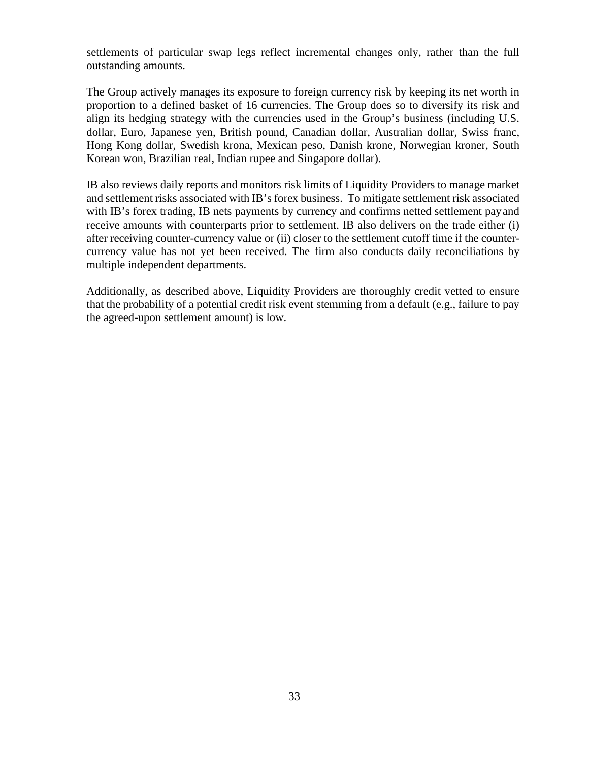settlements of particular swap legs reflect incremental changes only, rather than the full outstanding amounts.

The Group actively manages its exposure to foreign currency risk by keeping its net worth in proportion to a defined basket of 16 currencies. The Group does so to diversify its risk and align its hedging strategy with the currencies used in the Group's business (including U.S. dollar, Euro, Japanese yen, British pound, Canadian dollar, Australian dollar, Swiss franc, Hong Kong dollar, Swedish krona, Mexican peso, Danish krone, Norwegian kroner, South Korean won, Brazilian real, Indian rupee and Singapore dollar).

IB also reviews daily reports and monitors risk limits of Liquidity Providers to manage market and settlement risks associated with IB's forex business. To mitigate settlement risk associated with IB's forex trading, IB nets payments by currency and confirms netted settlement pay and receive amounts with counterparts prior to settlement. IB also delivers on the trade either (i) after receiving counter-currency value or (ii) closer to the settlement cutoff time if the counter-currency value has not yet been received. The firm also conducts daily reconciliations by multiple independent departments.

Additionally, as described above, Liquidity Providers are thoroughly credit vetted to ensure that the probability of a potential credit risk event stemming from a default (e.g., failure to pay the agreed-upon settlement amount) is low.